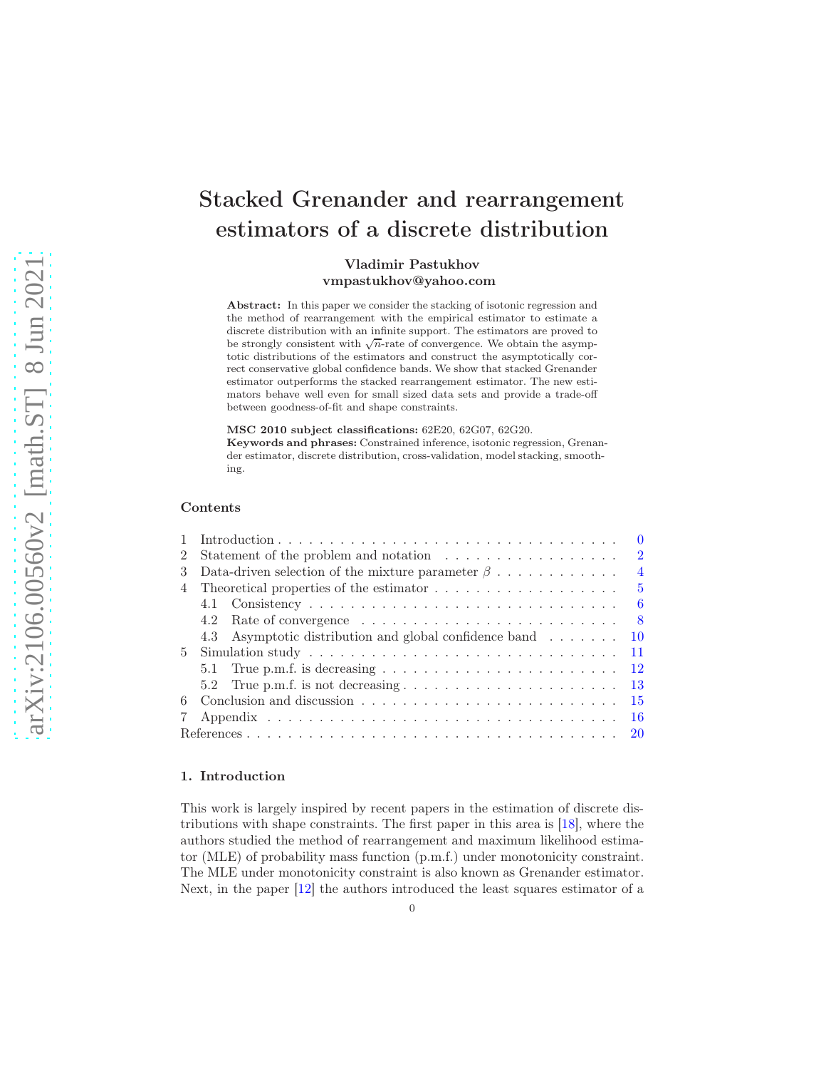# Stacked Grenander and rearrangement estimators of a discrete distribution

**Vladimir Pastukhov**
**vmpastukhov@yahoo.com**

**Abstract:** In this paper we consider the stacking of isotonic regression and the method of rearrangement with the empirical estimator to estimate a discrete distribution with an infinite support. The estimators are proved to be strongly consistent with $\sqrt{n}$-rate of convergence. We obtain the asymptotic distributions of the estimators and construct the asymptotically correct conservative global confidence bands. We show that stacked Grenander estimator outperforms the stacked rearrangement estimator. The new estimators behave well even for small sized data sets and provide a trade-off between goodness-of-fit and shape constraints.

**MSC 2010 subject classifications:** 62E20, 62G07, 62G20.
**Keywords and phrases:** Constrained inference, isotonic regression, Grenander estimator, discrete distribution, cross-validation, model stacking, smoothing.

## Contents

1 Introduction . . . 0
2 Statement of the problem and notation . . . 2
3 Data-driven selection of the mixture parameter $\beta$ . . . 4
4 Theoretical properties of the estimator . . . 5
 4.1 Consistency . . . 6
 4.2 Rate of convergence . . . 8
 4.3 Asymptotic distribution and global confidence band . . . 10
5 Simulation study . . . 11
 5.1 True p.m.f. is decreasing . . . 12
 5.2 True p.m.f. is not decreasing . . . 13
6 Conclusion and discussion . . . 15
7 Appendix . . . 16
References . . . 20

## 1. Introduction

This work is largely inspired by recent papers in the estimation of discrete distributions with shape constraints. The first paper in this area is [18], where the authors studied the method of rearrangement and maximum likelihood estimator (MLE) of probability mass function (p.m.f.) under monotonicity constraint. The MLE under monotonicity constraint is also known as Grenander estimator. Next, in the paper [12] the authors introduced the least squares estimator of a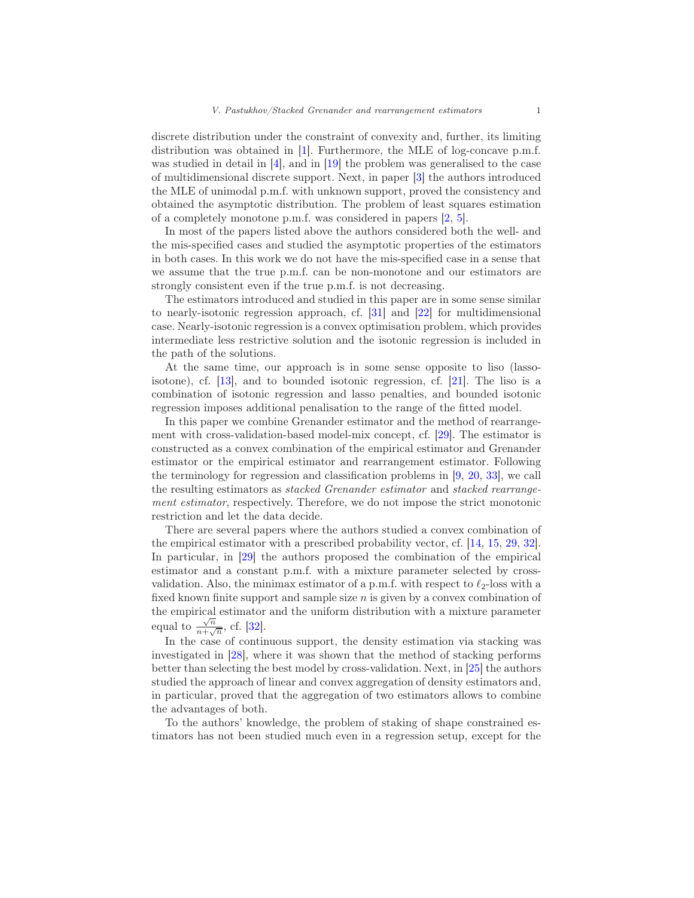discrete distribution under the constraint of convexity and, further, its limiting distribution was obtained in [1]. Furthermore, the MLE of log-concave p.m.f. was studied in detail in [4], and in [19] the problem was generalised to the case of multidimensional discrete support. Next, in paper [3] the authors introduced the MLE of unimodal p.m.f. with unknown support, proved the consistency and obtained the asymptotic distribution. The problem of least squares estimation of a completely monotone p.m.f. was considered in papers [2, 5].

In most of the papers listed above the authors considered both the well- and the mis-specified cases and studied the asymptotic properties of the estimators in both cases. In this work we do not have the mis-specified case in a sense that we assume that the true p.m.f. can be non-monotone and our estimators are strongly consistent even if the true p.m.f. is not decreasing.

The estimators introduced and studied in this paper are in some sense similar to nearly-isotonic regression approach, cf. [31] and [22] for multidimensional case. Nearly-isotonic regression is a convex optimisation problem, which provides intermediate less restrictive solution and the isotonic regression is included in the path of the solutions.

At the same time, our approach is in some sense opposite to liso (lasso-isotone), cf. [13], and to bounded isotonic regression, cf. [21]. The liso is a combination of isotonic regression and lasso penalties, and bounded isotonic regression imposes additional penalisation to the range of the fitted model.

In this paper we combine Grenander estimator and the method of rearrangement with cross-validation-based model-mix concept, cf. [29]. The estimator is constructed as a convex combination of the empirical estimator and Grenander estimator or the empirical estimator and rearrangement estimator. Following the terminology for regression and classification problems in [9, 20, 33], we call the resulting estimators as *stacked Grenander estimator* and *stacked rearrangement estimator*, respectively. Therefore, we do not impose the strict monotonic restriction and let the data decide.

There are several papers where the authors studied a convex combination of the empirical estimator with a prescribed probability vector, cf. [14, 15, 29, 32]. In particular, in [29] the authors proposed the combination of the empirical estimator and a constant p.m.f. with a mixture parameter selected by cross-validation. Also, the minimax estimator of a p.m.f. with respect to $\ell_2$-loss with a fixed known finite support and sample size $n$ is given by a convex combination of the empirical estimator and the uniform distribution with a mixture parameter equal to $\frac{\sqrt{n}}{n+\sqrt{n}}$, cf. [32].

In the case of continuous support, the density estimation via stacking was investigated in [28], where it was shown that the method of stacking performs better than selecting the best model by cross-validation. Next, in [25] the authors studied the approach of linear and convex aggregation of density estimators and, in particular, proved that the aggregation of two estimators allows to combine the advantages of both.

To the authors' knowledge, the problem of staking of shape constrained estimators has not been studied much even in a regression setup, except for the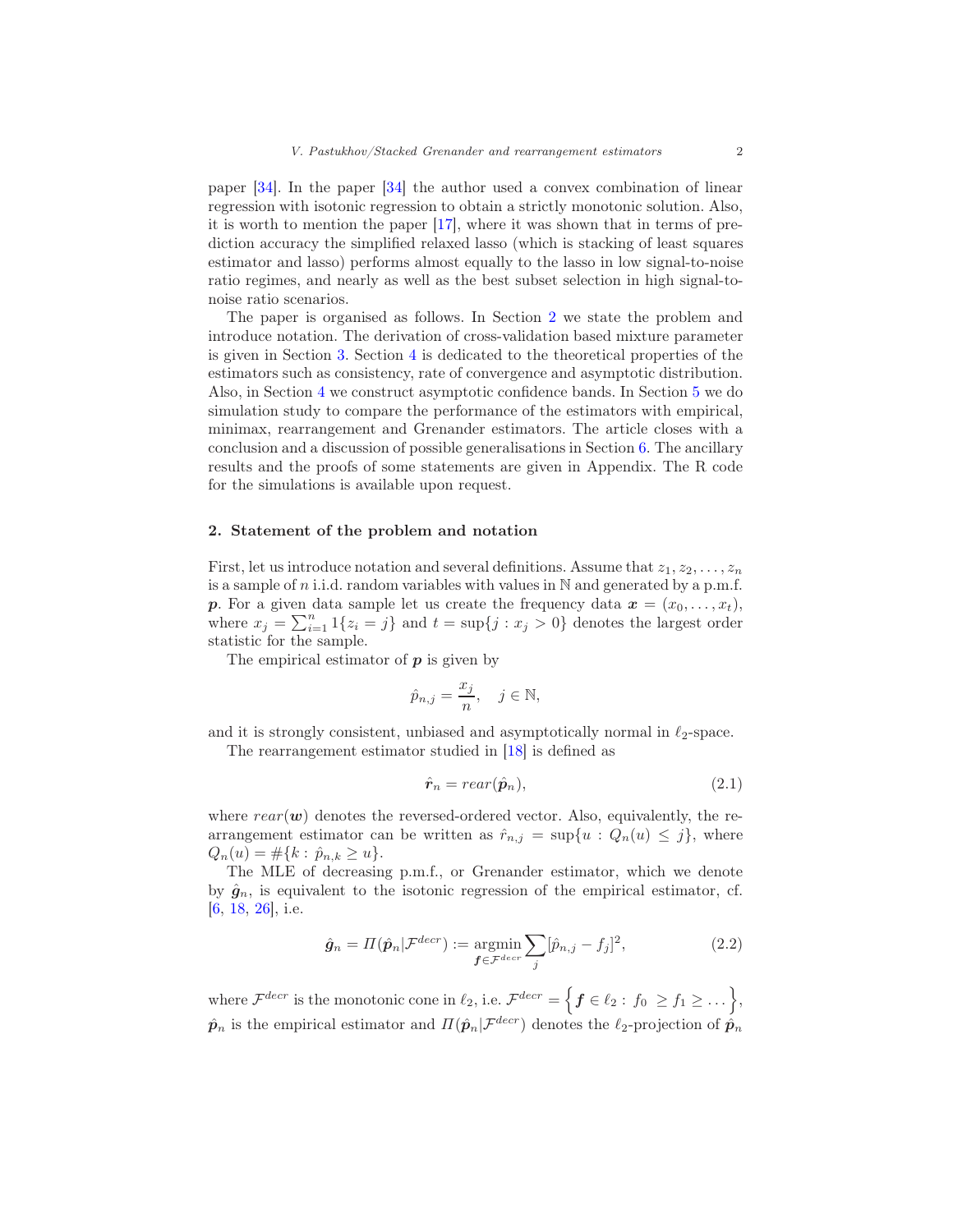paper [34]. In the paper [34] the author used a convex combination of linear regression with isotonic regression to obtain a strictly monotonic solution. Also, it is worth to mention the paper [17], where it was shown that in terms of prediction accuracy the simplified relaxed lasso (which is stacking of least squares estimator and lasso) performs almost equally to the lasso in low signal-to-noise ratio regimes, and nearly as well as the best subset selection in high signal-to-noise ratio scenarios.

The paper is organised as follows. In Section 2 we state the problem and introduce notation. The derivation of cross-validation based mixture parameter is given in Section 3. Section 4 is dedicated to the theoretical properties of the estimators such as consistency, rate of convergence and asymptotic distribution. Also, in Section 4 we construct asymptotic confidence bands. In Section 5 we do simulation study to compare the performance of the estimators with empirical, minimax, rearrangement and Grenander estimators. The article closes with a conclusion and a discussion of possible generalisations in Section 6. The ancillary results and the proofs of some statements are given in Appendix. The R code for the simulations is available upon request.

## 2. Statement of the problem and notation

First, let us introduce notation and several definitions. Assume that $z_1, z_2, \dots, z_n$ is a sample of $n$ i.i.d. random variables with values in $\mathbb{N}$ and generated by a p.m.f. $\boldsymbol{p}$. For a given data sample let us create the frequency data $\boldsymbol{x} = (x_0, \dots, x_t)$, where $x_j = \sum_{i=1}^{n} 1\{z_i = j\}$ and $t = \sup\{j : x_j > 0\}$ denotes the largest order statistic for the sample.

The empirical estimator of $\boldsymbol{p}$ is given by

$$\hat{p}_{n,j} = \frac{x_j}{n}, \quad j \in \mathbb{N},$$

and it is strongly consistent, unbiased and asymptotically normal in $\ell_2$-space.

The rearrangement estimator studied in [18] is defined as

$$\hat{\boldsymbol{r}}_n = rear(\hat{\boldsymbol{p}}_n), \tag{2.1}$$

where $rear(\boldsymbol{w})$ denotes the reversed-ordered vector. Also, equivalently, the rearrangement estimator can be written as $\hat{r}_{n,j} = \sup\{u : Q_n(u) \leq j\}$, where $Q_n(u) = \#\{k : \hat{p}_{n,k} \geq u\}$.

The MLE of decreasing p.m.f., or Grenander estimator, which we denote by $\hat{\boldsymbol{g}}_n$, is equivalent to the isotonic regression of the empirical estimator, cf. [6, 18, 26], i.e.

$$\hat{\boldsymbol{g}}_n = \Pi(\hat{\boldsymbol{p}}_n | \mathcal{F}^{decr}) := \underset{\boldsymbol{f} \in \mathcal{F}^{decr}}{\operatorname{argmin}} \sum_j [\hat{p}_{n,j} - f_j]^2, \tag{2.2}$$

where $\mathcal{F}^{decr}$ is the monotonic cone in $\ell_2$, i.e. $\mathcal{F}^{decr} = \Big\{ \boldsymbol{f} \in \ell_2 : \, f_0 \, \geq f_1 \geq \dots \Big\}$, $\hat{\boldsymbol{p}}_n$ is the empirical estimator and $\Pi(\hat{\boldsymbol{p}}_n | \mathcal{F}^{decr})$ denotes the $\ell_2$-projection of $\hat{\boldsymbol{p}}_n$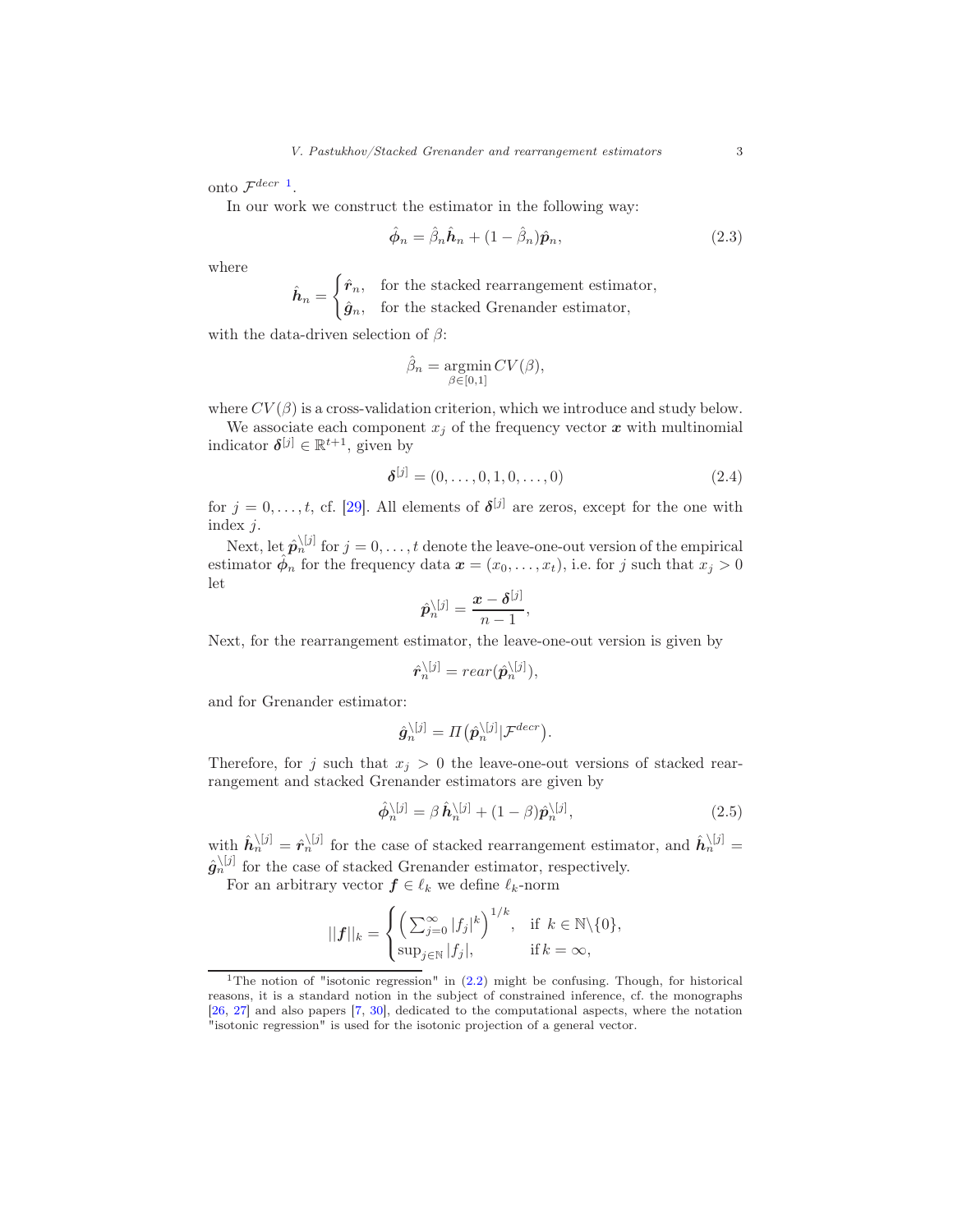onto $\mathcal{F}^{decr}$ [1].

In our work we construct the estimator in the following way:

$$\hat{\boldsymbol{\phi}}_n = \hat{\beta}_n \hat{\boldsymbol{h}}_n + (1 - \hat{\beta}_n)\hat{\boldsymbol{p}}_n, \tag{2.3}$$

where

$$\hat{\boldsymbol{h}}_n = \begin{cases} \hat{\boldsymbol{r}}_n, & \text{for the stacked rearrangement estimator,} \\ \hat{\boldsymbol{g}}_n, & \text{for the stacked Grenander estimator,} \end{cases}$$

with the data-driven selection of $\beta$:

$$\hat{\beta}_n = \underset{\beta \in [0,1]}{\operatorname{argmin}}\, CV(\beta),$$

where $CV(\beta)$ is a cross-validation criterion, which we introduce and study below.

We associate each component $x_j$ of the frequency vector $\boldsymbol{x}$ with multinomial indicator $\boldsymbol{\delta}^{[j]} \in \mathbb{R}^{t+1}$, given by

$$\boldsymbol{\delta}^{[j]} = (0, \dots, 0, 1, 0, \dots, 0) \tag{2.4}$$

for $j = 0, \dots, t$, cf. [29]. All elements of $\boldsymbol{\delta}^{[j]}$ are zeros, except for the one with index $j$.

Next, let $\hat{\boldsymbol{p}}_n^{\setminus[j]}$ for $j = 0, \dots, t$ denote the leave-one-out version of the empirical estimator $\hat{\boldsymbol{\phi}}_n$ for the frequency data $\boldsymbol{x} = (x_0, \dots, x_t)$, i.e. for $j$ such that $x_j > 0$ let

$$\hat{\boldsymbol{p}}_n^{\setminus[j]} = \frac{\boldsymbol{x} - \boldsymbol{\delta}^{[j]}}{n-1},$$

Next, for the rearrangement estimator, the leave-one-out version is given by

$$\hat{\boldsymbol{r}}_n^{\setminus[j]} = rear(\hat{\boldsymbol{p}}_n^{\setminus[j]}),$$

and for Grenander estimator:

$$\hat{\boldsymbol{g}}_n^{\setminus[j]} = \Pi\big(\hat{\boldsymbol{p}}_n^{\setminus[j]} | \mathcal{F}^{decr}\big).$$

Therefore, for $j$ such that $x_j > 0$ the leave-one-out versions of stacked rearrangement and stacked Grenander estimators are given by

$$\hat{\boldsymbol{\phi}}_n^{\setminus[j]} = \beta\, \hat{\boldsymbol{h}}_n^{\setminus[j]} + (1 - \beta)\hat{\boldsymbol{p}}_n^{\setminus[j]}, \tag{2.5}$$

with $\hat{\boldsymbol{h}}_n^{\setminus[j]} = \hat{\boldsymbol{r}}_n^{\setminus[j]}$ for the case of stacked rearrangement estimator, and $\hat{\boldsymbol{h}}_n^{\setminus[j]} = \hat{\boldsymbol{g}}_n^{\setminus[j]}$ for the case of stacked Grenander estimator, respectively.

For an arbitrary vector $\boldsymbol{f} \in \ell_k$ we define $\ell_k$-norm

$$||\boldsymbol{f}||_k = \begin{cases} \Big(\sum_{j=0}^{\infty} |f_j|^k\Big)^{1/k}, & \text{if } k \in \mathbb{N}\backslash\{0\}, \\ \sup_{j \in \mathbb{N}} |f_j|, & \text{if } k = \infty, \end{cases}$$

[1] The notion of "isotonic regression" in (2.2) might be confusing. Though, for historical reasons, it is a standard notion in the subject of constrained inference, cf. the monographs [26, 27] and also papers [7, 30], dedicated to the computational aspects, where the notation "isotonic regression" is used for the isotonic projection of a general vector.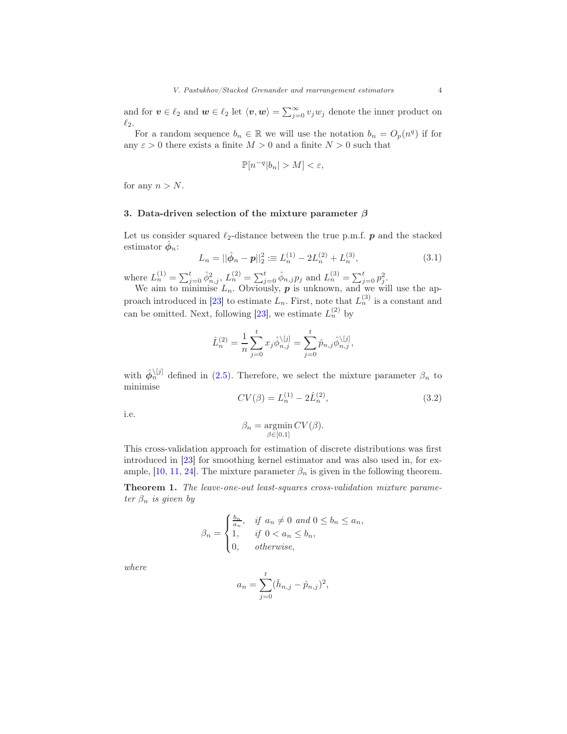and for $\boldsymbol{v} \in \ell_2$ and $\boldsymbol{w} \in \ell_2$ let $\langle \boldsymbol{v}, \boldsymbol{w} \rangle = \sum_{j=0}^{\infty} v_j w_j$ denote the inner product on $\ell_2$.

For a random sequence $b_n \in \mathbb{R}$ we will use the notation $b_n = O_p(n^q)$ if for any $\varepsilon > 0$ there exists a finite $M > 0$ and a finite $N > 0$ such that

$$\mathbb{P}[n^{-q}|b_n| > M] < \varepsilon,$$

for any $n > N$.

## 3. Data-driven selection of the mixture parameter $\beta$

Let us consider squared $\ell_2$-distance between the true p.m.f. $\boldsymbol{p}$ and the stacked estimator $\hat{\boldsymbol{\phi}}_n$:

$$L_n = ||\hat{\boldsymbol{\phi}}_n - \boldsymbol{p}||_2^2 :\equiv L_n^{(1)} - 2L_n^{(2)} + L_n^{(3)}, \tag{3.1}$$

where $L_n^{(1)} = \sum_{j=0}^{t} \hat{\phi}_{n,j}^2$, $L_n^{(2)} = \sum_{j=0}^{t} \hat{\phi}_{n,j} p_j$ and $L_n^{(3)} = \sum_{j=0}^{t} p_j^2$.

We aim to minimise $L_n$. Obviously, $\boldsymbol{p}$ is unknown, and we will use the approach introduced in [23] to estimate $L_n$. First, note that $L_n^{(3)}$ is a constant and can be omitted. Next, following [23], we estimate $L_n^{(2)}$ by

$$\hat{L}_n^{(2)} = \frac{1}{n} \sum_{j=0}^{t} x_j \hat{\phi}_{n,j}^{\setminus [j]} = \sum_{j=0}^{t} \hat{p}_{n,j} \hat{\phi}_{n,j}^{\setminus [j]},$$

with $\hat{\boldsymbol{\phi}}_n^{\setminus [j]}$ defined in (2.5). Therefore, we select the mixture parameter $\beta_n$ to minimise

$$CV(\beta) = L_n^{(1)} - 2\hat{L}_n^{(2)}, \tag{3.2}$$

i.e.

$$\beta_n = \underset{\beta \in [0,1]}{\operatorname{argmin}}\, CV(\beta).$$

This cross-validation approach for estimation of discrete distributions was first introduced in [23] for smoothing kernel estimator and was also used in, for example, [10, 11, 24]. The mixture parameter $\beta_n$ is given in the following theorem.

**Theorem 1.** *The leave-one-out least-squares cross-validation mixture parameter $\beta_n$ is given by*

$$\beta_n = \begin{cases} \frac{b_n}{a_n}, & \text{if } a_n \neq 0 \text{ and } 0 \leq b_n \leq a_n, \\ 1, & \text{if } 0 < a_n \leq b_n, \\ 0, & \text{otherwise}, \end{cases}$$

*where*

$$a_n = \sum_{j=0}^{t} (\hat{h}_{n,j} - \hat{p}_{n,j})^2,$$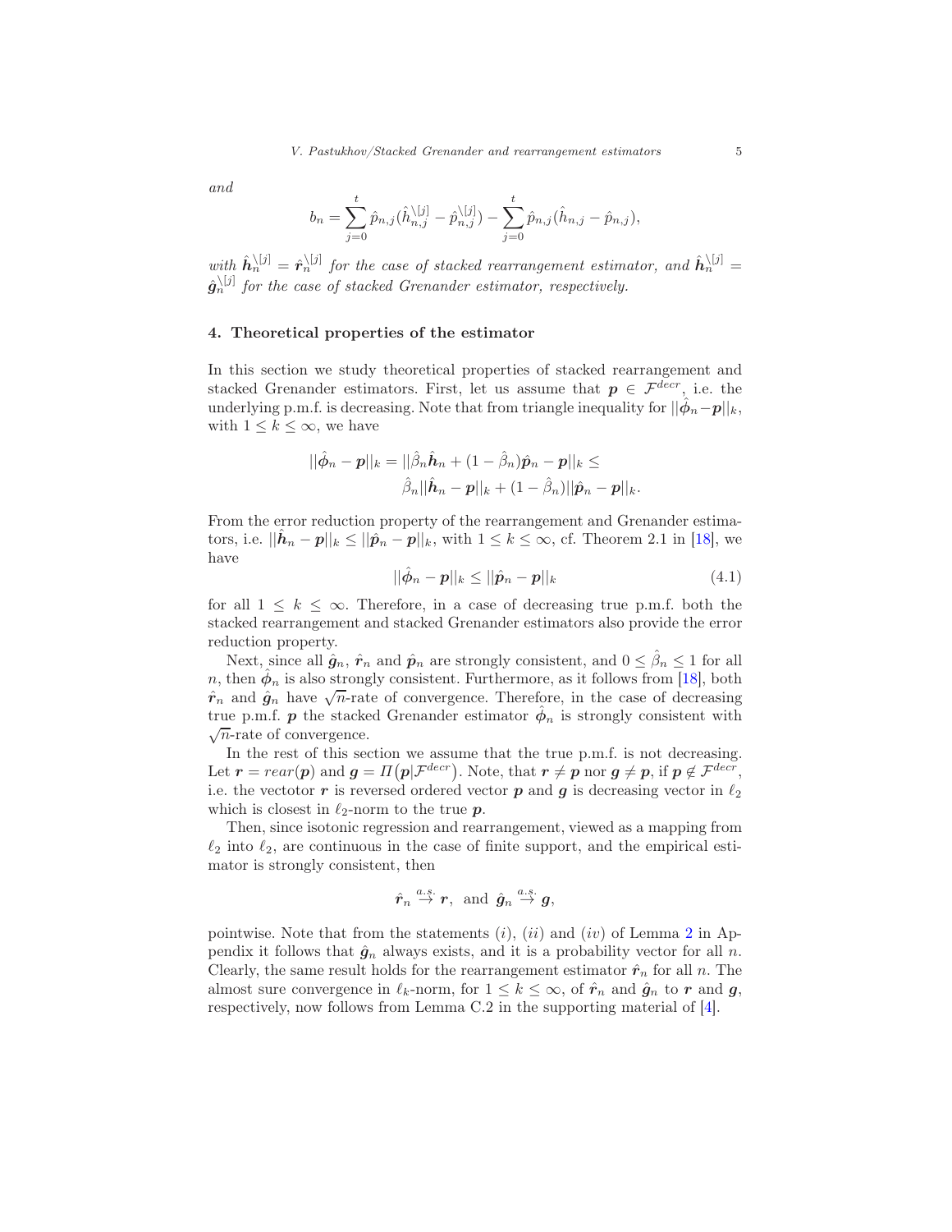*and*

$$b_n = \sum_{j=0}^{t} \hat{p}_{n,j}(\hat{h}_{n,j}^{\setminus[j]} - \hat{p}_{n,j}^{\setminus[j]}) - \sum_{j=0}^{t} \hat{p}_{n,j}(\hat{h}_{n,j} - \hat{p}_{n,j}),$$

*with* $\hat{\boldsymbol{h}}_n^{\setminus[j]} = \hat{\boldsymbol{r}}_n^{\setminus[j]}$ *for the case of stacked rearrangement estimator, and* $\hat{\boldsymbol{h}}_n^{\setminus[j]} = \hat{\boldsymbol{g}}_n^{\setminus[j]}$ *for the case of stacked Grenander estimator, respectively.*

## 4. Theoretical properties of the estimator

In this section we study theoretical properties of stacked rearrangement and stacked Grenander estimators. First, let us assume that $\boldsymbol{p} \in \mathcal{F}^{decr}$, i.e. the underlying p.m.f. is decreasing. Note that from triangle inequality for $||\hat{\boldsymbol{\phi}}_n - \boldsymbol{p}||_k$, with $1 \leq k \leq \infty$, we have

$$||\hat{\boldsymbol{\phi}}_n - \boldsymbol{p}||_k = ||\hat{\beta}_n \hat{\boldsymbol{h}}_n + (1-\hat{\beta}_n)\hat{\boldsymbol{p}}_n - \boldsymbol{p}||_k \leq \hat{\beta}_n ||\hat{\boldsymbol{h}}_n - \boldsymbol{p}||_k + (1-\hat{\beta}_n)||\hat{\boldsymbol{p}}_n - \boldsymbol{p}||_k.$$

From the error reduction property of the rearrangement and Grenander estimators, i.e. $||\hat{\boldsymbol{h}}_n - \boldsymbol{p}||_k \leq ||\hat{\boldsymbol{p}}_n - \boldsymbol{p}||_k$, with $1 \leq k \leq \infty$, cf. Theorem 2.1 in [18], we have

$$||\hat{\boldsymbol{\phi}}_n - \boldsymbol{p}||_k \leq ||\hat{\boldsymbol{p}}_n - \boldsymbol{p}||_k \tag{4.1}$$

for all $1 \leq k \leq \infty$. Therefore, in a case of decreasing true p.m.f. both the stacked rearrangement and stacked Grenander estimators also provide the error reduction property.

Next, since all $\hat{\boldsymbol{g}}_n$, $\hat{\boldsymbol{r}}_n$ and $\hat{\boldsymbol{p}}_n$ are strongly consistent, and $0 \leq \hat{\beta}_n \leq 1$ for all $n$, then $\hat{\boldsymbol{\phi}}_n$ is also strongly consistent. Furthermore, as it follows from [18], both $\hat{\boldsymbol{r}}_n$ and $\hat{\boldsymbol{g}}_n$ have $\sqrt{n}$-rate of convergence. Therefore, in the case of decreasing true p.m.f. $\boldsymbol{p}$ the stacked Grenander estimator $\hat{\boldsymbol{\phi}}_n$ is strongly consistent with $\sqrt{n}$-rate of convergence.

In the rest of this section we assume that the true p.m.f. is not decreasing. Let $\boldsymbol{r} = rear(\boldsymbol{p})$ and $\boldsymbol{g} = \Pi(\boldsymbol{p}|\mathcal{F}^{decr})$. Note, that $\boldsymbol{r} \neq \boldsymbol{p}$ nor $\boldsymbol{g} \neq \boldsymbol{p}$, if $\boldsymbol{p} \notin \mathcal{F}^{decr}$, i.e. the vectotor $\boldsymbol{r}$ is reversed ordered vector $\boldsymbol{p}$ and $\boldsymbol{g}$ is decreasing vector in $\ell_2$ which is closest in $\ell_2$-norm to the true $\boldsymbol{p}$.

Then, since isotonic regression and rearrangement, viewed as a mapping from $\ell_2$ into $\ell_2$, are continuous in the case of finite support, and the empirical estimator is strongly consistent, then

$$\hat{\boldsymbol{r}}_n \overset{a.s.}{\to} \boldsymbol{r}, \text{ and } \hat{\boldsymbol{g}}_n \overset{a.s.}{\to} \boldsymbol{g},$$

pointwise. Note that from the statements $(i)$, $(ii)$ and $(iv)$ of Lemma 2 in Appendix it follows that $\hat{\boldsymbol{g}}_n$ always exists, and it is a probability vector for all $n$. Clearly, the same result holds for the rearrangement estimator $\hat{\boldsymbol{r}}_n$ for all $n$. The almost sure convergence in $\ell_k$-norm, for $1 \leq k \leq \infty$, of $\hat{\boldsymbol{r}}_n$ and $\hat{\boldsymbol{g}}_n$ to $\boldsymbol{r}$ and $\boldsymbol{g}$, respectively, now follows from Lemma C.2 in the supporting material of [4].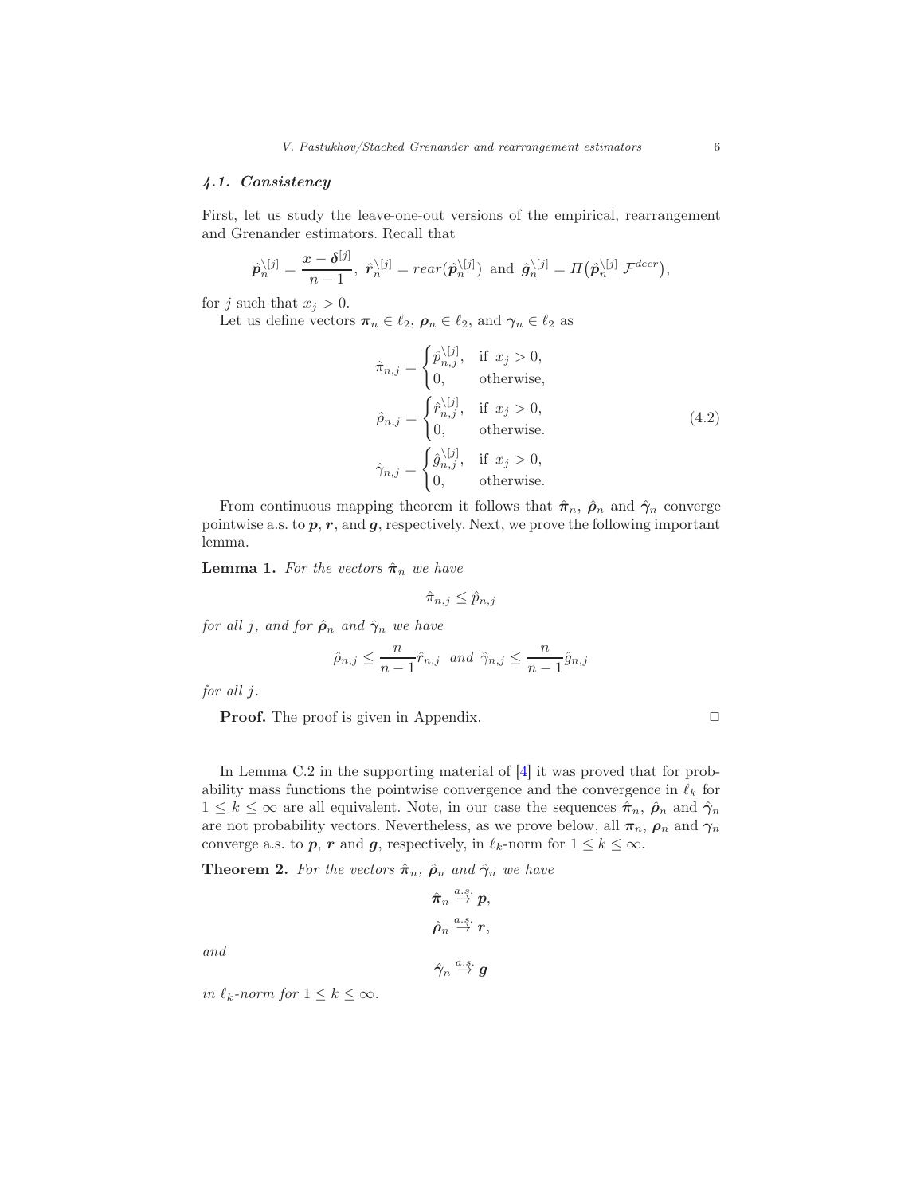### 4.1. Consistency

First, let us study the leave-one-out versions of the empirical, rearrangement and Grenander estimators. Recall that

$$\hat{\boldsymbol{p}}_n^{\setminus[j]} = \frac{\boldsymbol{x} - \boldsymbol{\delta}^{[j]}}{n-1}, \ \hat{\boldsymbol{r}}_n^{\setminus[j]} = rear(\hat{\boldsymbol{p}}_n^{\setminus[j]}) \text{ and } \hat{\boldsymbol{g}}_n^{\setminus[j]} = \Pi\big(\hat{\boldsymbol{p}}_n^{\setminus[j]} | \mathcal{F}^{decr}\big),$$

for $j$ such that $x_j > 0$.

Let us define vectors $\boldsymbol{\pi}_n \in \ell_2$, $\boldsymbol{\rho}_n \in \ell_2$, and $\boldsymbol{\gamma}_n \in \ell_2$ as

$$\begin{aligned}
\hat{\pi}_{n,j} &= \begin{cases} \hat{p}_{n,j}^{\setminus[j]}, & \text{if } x_j > 0, \\ 0, & \text{otherwise,} \end{cases} \\
\hat{\rho}_{n,j} &= \begin{cases} \hat{r}_{n,j}^{\setminus[j]}, & \text{if } x_j > 0, \\ 0, & \text{otherwise.} \end{cases} \\
\hat{\gamma}_{n,j} &= \begin{cases} \hat{g}_{n,j}^{\setminus[j]}, & \text{if } x_j > 0, \\ 0, & \text{otherwise.} \end{cases}
\end{aligned} \tag{4.2}$$

From continuous mapping theorem it follows that $\hat{\boldsymbol{\pi}}_n$, $\hat{\boldsymbol{\rho}}_n$ and $\hat{\boldsymbol{\gamma}}_n$ converge pointwise a.s. to $\boldsymbol{p}$, $\boldsymbol{r}$, and $\boldsymbol{g}$, respectively. Next, we prove the following important lemma.

**Lemma 1.** *For the vectors $\hat{\boldsymbol{\pi}}_n$ we have*

$$\hat{\pi}_{n,j} \leq \hat{p}_{n,j}$$

*for all $j$, and for $\hat{\boldsymbol{\rho}}_n$ and $\hat{\boldsymbol{\gamma}}_n$ we have*

$$\hat{\rho}_{n,j} \leq \frac{n}{n-1}\hat{r}_{n,j} \ \text{ and } \ \hat{\gamma}_{n,j} \leq \frac{n}{n-1}\hat{g}_{n,j}$$

*for all $j$.*

**Proof.** The proof is given in Appendix. □

In Lemma C.2 in the supporting material of [4] it was proved that for probability mass functions the pointwise convergence and the convergence in $\ell_k$ for $1 \leq k \leq \infty$ are all equivalent. Note, in our case the sequences $\hat{\boldsymbol{\pi}}_n$, $\hat{\boldsymbol{\rho}}_n$ and $\hat{\boldsymbol{\gamma}}_n$ are not probability vectors. Nevertheless, as we prove below, all $\boldsymbol{\pi}_n$, $\boldsymbol{\rho}_n$ and $\boldsymbol{\gamma}_n$ converge a.s. to $\boldsymbol{p}$, $\boldsymbol{r}$ and $\boldsymbol{g}$, respectively, in $\ell_k$-norm for $1 \leq k \leq \infty$.

**Theorem 2.** *For the vectors $\hat{\boldsymbol{\pi}}_n$, $\hat{\boldsymbol{\rho}}_n$ and $\hat{\boldsymbol{\gamma}}_n$ we have*

$$\hat{\boldsymbol{\pi}}_n \overset{a.s.}{\to} \boldsymbol{p},$$
$$\hat{\boldsymbol{\rho}}_n \overset{a.s.}{\to} \boldsymbol{r},$$

*and*

$$\hat{\boldsymbol{\gamma}}_n \overset{a.s.}{\to} \boldsymbol{g}$$

*in $\ell_k$-norm for $1 \leq k \leq \infty$.*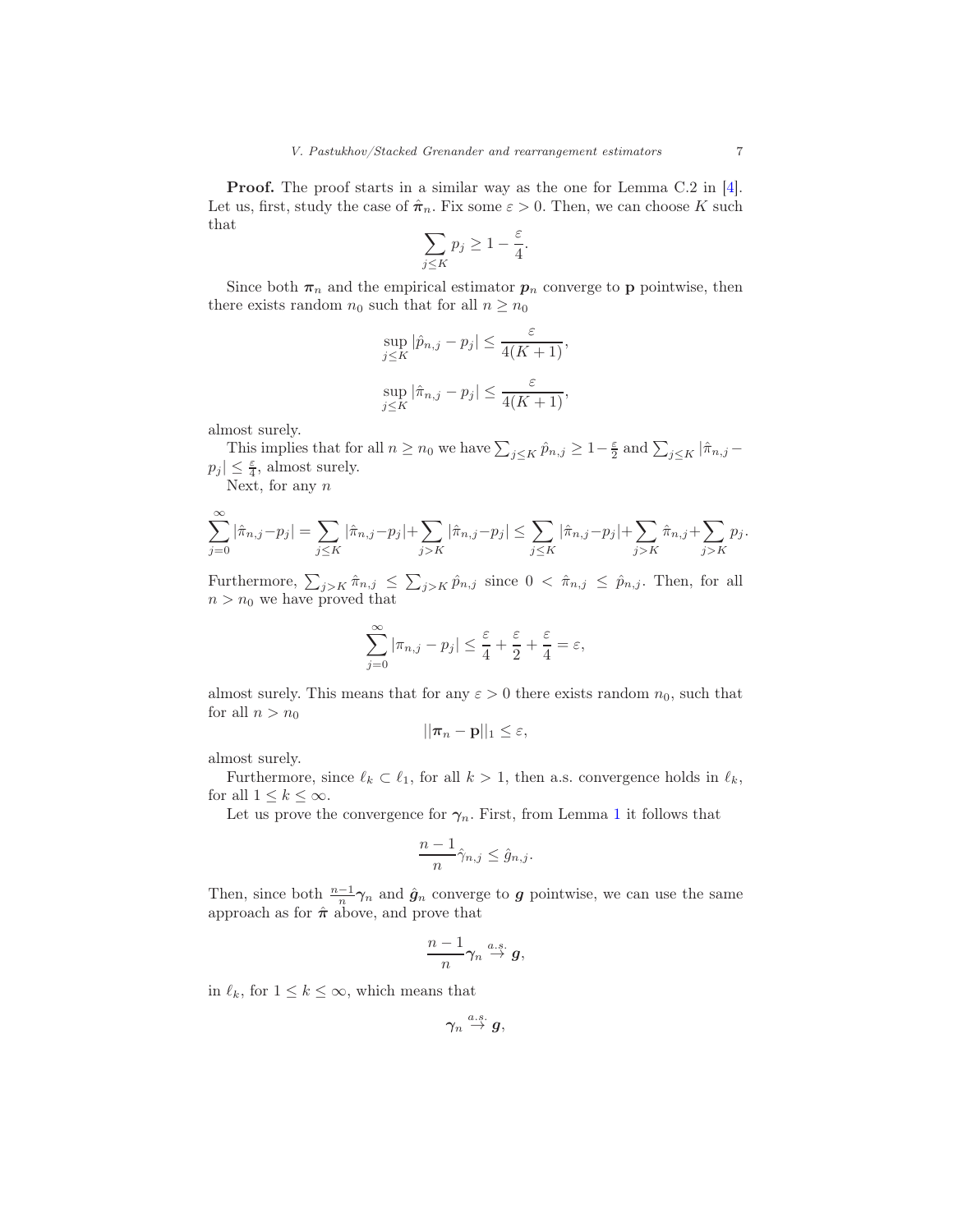**Proof.** The proof starts in a similar way as the one for Lemma C.2 in [4]. Let us, first, study the case of $\hat{\boldsymbol{\pi}}_n$. Fix some $\varepsilon > 0$. Then, we can choose $K$ such that

$$\sum_{j \leq K} p_j \geq 1 - \frac{\varepsilon}{4}.$$

Since both $\boldsymbol{\pi}_n$ and the empirical estimator $\boldsymbol{p}_n$ converge to $\mathbf{p}$ pointwise, then there exists random $n_0$ such that for all $n \geq n_0$

$$\sup_{j \leq K} |\hat{p}_{n,j} - p_j| \leq \frac{\varepsilon}{4(K+1)},$$

$$\sup_{j \leq K} |\hat{\pi}_{n,j} - p_j| \leq \frac{\varepsilon}{4(K+1)},$$

almost surely.

This implies that for all $n \geq n_0$ we have $\sum_{j \leq K} \hat{p}_{n,j} \geq 1 - \frac{\varepsilon}{2}$ and $\sum_{j \leq K} |\hat{\pi}_{n,j} - p_j| \leq \frac{\varepsilon}{4}$, almost surely.

Next, for any $n$

$$\sum_{j=0}^{\infty} |\hat{\pi}_{n,j} - p_j| = \sum_{j \leq K} |\hat{\pi}_{n,j} - p_j| + \sum_{j > K} |\hat{\pi}_{n,j} - p_j| \leq \sum_{j \leq K} |\hat{\pi}_{n,j} - p_j| + \sum_{j > K} \hat{\pi}_{n,j} + \sum_{j > K} p_j.$$

Furthermore, $\sum_{j > K} \hat{\pi}_{n,j} \leq \sum_{j > K} \hat{p}_{n,j}$ since $0 < \hat{\pi}_{n,j} \leq \hat{p}_{n,j}$. Then, for all $n > n_0$ we have proved that

$$\sum_{j=0}^{\infty} |\pi_{n,j} - p_j| \leq \frac{\varepsilon}{4} + \frac{\varepsilon}{2} + \frac{\varepsilon}{4} = \varepsilon,$$

almost surely. This means that for any $\varepsilon > 0$ there exists random $n_0$, such that for all $n > n_0$

$$||\boldsymbol{\pi}_n - \mathbf{p}||_1 \leq \varepsilon,$$

almost surely.

Furthermore, since $\ell_k \subset \ell_1$, for all $k > 1$, then a.s. convergence holds in $\ell_k$, for all $1 \leq k \leq \infty$.

Let us prove the convergence for $\boldsymbol{\gamma}_n$. First, from Lemma 1 it follows that

$$\frac{n-1}{n} \hat{\gamma}_{n,j} \leq \hat{g}_{n,j}.$$

Then, since both $\frac{n-1}{n} \boldsymbol{\gamma}_n$ and $\hat{\boldsymbol{g}}_n$ converge to $\boldsymbol{g}$ pointwise, we can use the same approach as for $\hat{\boldsymbol{\pi}}$ above, and prove that

$$\frac{n-1}{n} \boldsymbol{\gamma}_n \overset{a.s.}{\to} \boldsymbol{g},$$

in $\ell_k$, for $1 \leq k \leq \infty$, which means that

$$\boldsymbol{\gamma}_n \overset{a.s.}{\to} \boldsymbol{g},$$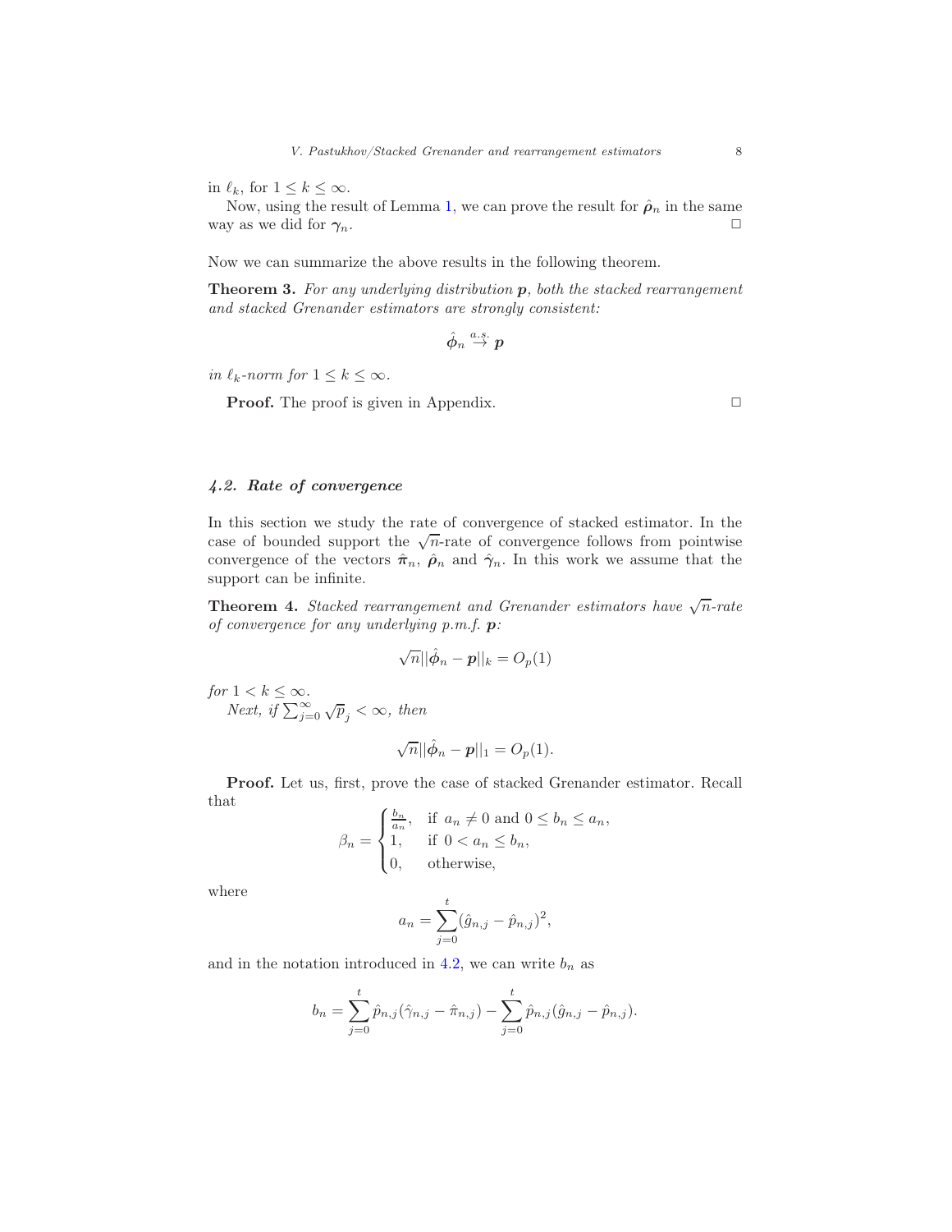in $\ell_k$, for $1 \le k \le \infty$.

Now, using the result of Lemma 1, we can prove the result for $\hat{\boldsymbol{\rho}}_n$ in the same way as we did for $\boldsymbol{\gamma}_n$. □

Now we can summarize the above results in the following theorem.

**Theorem 3.** *For any underlying distribution $\boldsymbol{p}$, both the stacked rearrangement and stacked Grenander estimators are strongly consistent:*

$$\hat{\boldsymbol{\phi}}_n \overset{a.s.}{\to} \boldsymbol{p}$$

*in $\ell_k$-norm for $1 \le k \le \infty$.*

**Proof.** The proof is given in Appendix. □

### 4.2. Rate of convergence

In this section we study the rate of convergence of stacked estimator. In the case of bounded support the $\sqrt{n}$-rate of convergence follows from pointwise convergence of the vectors $\hat{\boldsymbol{\pi}}_n$, $\hat{\boldsymbol{\rho}}_n$ and $\hat{\boldsymbol{\gamma}}_n$. In this work we assume that the support can be infinite.

**Theorem 4.** *Stacked rearrangement and Grenander estimators have $\sqrt{n}$-rate of convergence for any underlying p.m.f. $\boldsymbol{p}$:*

$$\sqrt{n}||\hat{\boldsymbol{\phi}}_n - \boldsymbol{p}||_k = O_p(1)$$

*for $1 < k \le \infty$.*

*Next, if $\sum_{j=0}^{\infty} \sqrt{p}_j < \infty$, then*

$$\sqrt{n}||\hat{\boldsymbol{\phi}}_n - \boldsymbol{p}||_1 = O_p(1).$$

**Proof.** Let us, first, prove the case of stacked Grenander estimator. Recall that

$$\beta_n = \begin{cases} \frac{b_n}{a_n}, & \text{if } a_n \neq 0 \text{ and } 0 \le b_n \le a_n, \\ 1, & \text{if } 0 < a_n \le b_n, \\ 0, & \text{otherwise,} \end{cases}$$

where

$$a_n = \sum_{j=0}^{t} (\hat{g}_{n,j} - \hat{p}_{n,j})^2,$$

and in the notation introduced in 4.2, we can write $b_n$ as

$$b_n = \sum_{j=0}^{t} \hat{p}_{n,j}(\hat{\gamma}_{n,j} - \hat{\pi}_{n,j}) - \sum_{j=0}^{t} \hat{p}_{n,j}(\hat{g}_{n,j} - \hat{p}_{n,j}).$$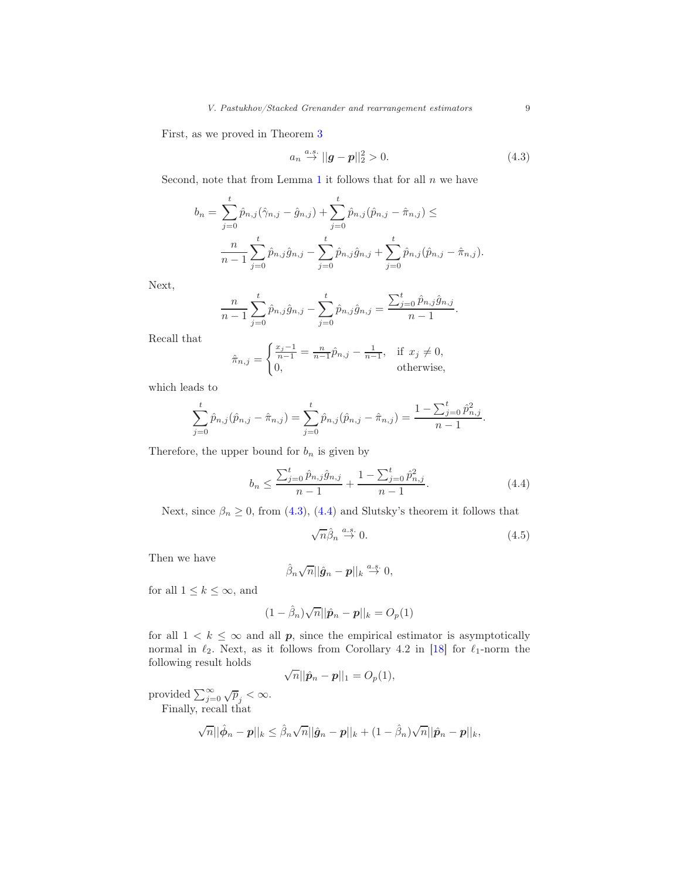First, as we proved in Theorem 3

$$a_n \overset{a.s.}{\to} ||\boldsymbol{g} - \boldsymbol{p}||_2^2 > 0. \tag{4.3}$$

Second, note that from Lemma 1 it follows that for all $n$ we have

$$b_n = \sum_{j=0}^{t} \hat{p}_{n,j}(\hat{\gamma}_{n,j} - \hat{g}_{n,j}) + \sum_{j=0}^{t} \hat{p}_{n,j}(\hat{p}_{n,j} - \hat{\pi}_{n,j}) \leq$$
$$\frac{n}{n-1}\sum_{j=0}^{t} \hat{p}_{n,j}\hat{g}_{n,j} - \sum_{j=0}^{t} \hat{p}_{n,j}\hat{g}_{n,j} + \sum_{j=0}^{t} \hat{p}_{n,j}(\hat{p}_{n,j} - \hat{\pi}_{n,j}).$$

Next,

$$\frac{n}{n-1}\sum_{j=0}^{t} \hat{p}_{n,j}\hat{g}_{n,j} - \sum_{j=0}^{t} \hat{p}_{n,j}\hat{g}_{n,j} = \frac{\sum_{j=0}^{t} \hat{p}_{n,j}\hat{g}_{n,j}}{n-1}.$$

Recall that

$$\hat{\pi}_{n,j} = \begin{cases} \frac{x_j - 1}{n-1} = \frac{n}{n-1}\hat{p}_{n,j} - \frac{1}{n-1}, & \text{if } x_j \neq 0, \\ 0, & \text{otherwise,} \end{cases}$$

which leads to

$$\sum_{j=0}^{t} \hat{p}_{n,j}(\hat{p}_{n,j} - \hat{\pi}_{n,j}) = \sum_{j=0}^{t} \hat{p}_{n,j}(\hat{p}_{n,j} - \hat{\pi}_{n,j}) = \frac{1 - \sum_{j=0}^{t} \hat{p}_{n,j}^2}{n-1}.$$

Therefore, the upper bound for $b_n$ is given by

$$b_n \leq \frac{\sum_{j=0}^{t} \hat{p}_{n,j}\hat{g}_{n,j}}{n-1} + \frac{1 - \sum_{j=0}^{t} \hat{p}_{n,j}^2}{n-1}. \tag{4.4}$$

Next, since $\beta_n \geq 0$, from (4.3), (4.4) and Slutsky's theorem it follows that

$$\sqrt{n}\hat{\beta}_n \overset{a.s.}{\to} 0. \tag{4.5}$$

Then we have

$$\hat{\beta}_n \sqrt{n}||\hat{\boldsymbol{g}}_n - \boldsymbol{p}||_k \overset{a.s.}{\to} 0,$$

for all $1 \leq k \leq \infty$, and

$$(1 - \hat{\beta}_n)\sqrt{n}||\hat{\boldsymbol{p}}_n - \boldsymbol{p}||_k = O_p(1)$$

for all $1 < k \leq \infty$ and all $\boldsymbol{p}$, since the empirical estimator is asymptotically normal in $\ell_2$. Next, as it follows from Corollary 4.2 in [18] for $\ell_1$-norm the following result holds

$$\sqrt{n}||\hat{\boldsymbol{p}}_n - \boldsymbol{p}||_1 = O_p(1),$$

provided $\sum_{j=0}^{\infty} \sqrt{p_j} < \infty$.

Finally, recall that

$$\sqrt{n}||\hat{\boldsymbol{\phi}}_n - \boldsymbol{p}||_k \leq \hat{\beta}_n \sqrt{n}||\hat{\boldsymbol{g}}_n - \boldsymbol{p}||_k + (1 - \hat{\beta}_n)\sqrt{n}||\hat{\boldsymbol{p}}_n - \boldsymbol{p}||_k,$$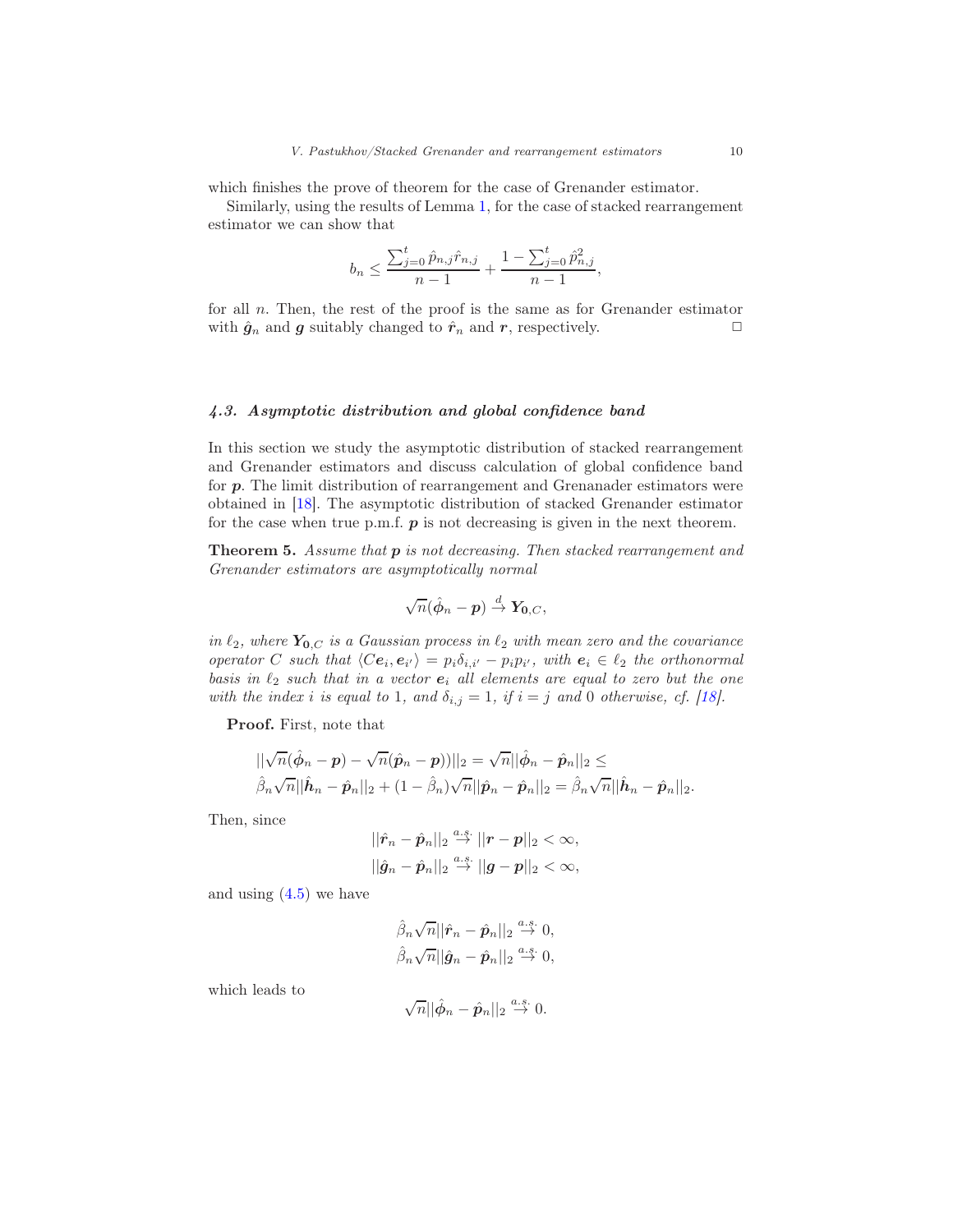which finishes the prove of theorem for the case of Grenander estimator.

Similarly, using the results of Lemma 1, for the case of stacked rearrangement estimator we can show that

$$b_n \leq \frac{\sum_{j=0}^{t} \hat{p}_{n,j}\hat{r}_{n,j}}{n-1} + \frac{1 - \sum_{j=0}^{t} \hat{p}_{n,j}^2}{n-1},$$

for all $n$. Then, the rest of the proof is the same as for Grenander estimator with $\hat{\boldsymbol{g}}_n$ and $\boldsymbol{g}$ suitably changed to $\hat{\boldsymbol{r}}_n$ and $\boldsymbol{r}$, respectively. □

### *4.3. Asymptotic distribution and global confidence band*

In this section we study the asymptotic distribution of stacked rearrangement and Grenander estimators and discuss calculation of global confidence band for $\boldsymbol{p}$. The limit distribution of rearrangement and Grenanader estimators were obtained in [18]. The asymptotic distribution of stacked Grenander estimator for the case when true p.m.f. $\boldsymbol{p}$ is not decreasing is given in the next theorem.

**Theorem 5.** *Assume that $\boldsymbol{p}$ is not decreasing. Then stacked rearrangement and Grenander estimators are asymptotically normal*

$$\sqrt{n}(\hat{\boldsymbol{\phi}}_n - \boldsymbol{p}) \stackrel{d}{\to} \boldsymbol{Y}_{\boldsymbol{0},C},$$

*in $\ell_2$, where $\boldsymbol{Y}_{\boldsymbol{0},C}$ is a Gaussian process in $\ell_2$ with mean zero and the covariance operator $C$ such that $\langle C\boldsymbol{e}_i, \boldsymbol{e}_{i'}\rangle = p_i\delta_{i,i'} - p_i p_{i'}$, with $\boldsymbol{e}_i \in \ell_2$ the orthonormal basis in $\ell_2$ such that in a vector $\boldsymbol{e}_i$ all elements are equal to zero but the one with the index $i$ is equal to 1, and $\delta_{i,j} = 1$, if $i = j$ and 0 otherwise, cf. [18].*

**Proof.** First, note that

$$||\sqrt{n}(\hat{\boldsymbol{\phi}}_n - \boldsymbol{p}) - \sqrt{n}(\hat{\boldsymbol{p}}_n - \boldsymbol{p}))||_2 = \sqrt{n}||\hat{\boldsymbol{\phi}}_n - \hat{\boldsymbol{p}}_n||_2 \leq$$
$$\hat{\beta}_n\sqrt{n}||\hat{\boldsymbol{h}}_n - \hat{\boldsymbol{p}}_n||_2 + (1-\hat{\beta}_n)\sqrt{n}||\hat{\boldsymbol{p}}_n - \hat{\boldsymbol{p}}_n||_2 = \hat{\beta}_n\sqrt{n}||\hat{\boldsymbol{h}}_n - \hat{\boldsymbol{p}}_n||_2.$$

Then, since

$$||\hat{\boldsymbol{r}}_n - \hat{\boldsymbol{p}}_n||_2 \stackrel{a.s.}{\to} ||\boldsymbol{r} - \boldsymbol{p}||_2 < \infty,$$
$$||\hat{\boldsymbol{g}}_n - \hat{\boldsymbol{p}}_n||_2 \stackrel{a.s.}{\to} ||\boldsymbol{g} - \boldsymbol{p}||_2 < \infty,$$

and using (4.5) we have

$$\hat{\beta}_n\sqrt{n}||\hat{\boldsymbol{r}}_n - \hat{\boldsymbol{p}}_n||_2 \stackrel{a.s.}{\to} 0,$$
$$\hat{\beta}_n\sqrt{n}||\hat{\boldsymbol{g}}_n - \hat{\boldsymbol{p}}_n||_2 \stackrel{a.s.}{\to} 0,$$

which leads to

$$\sqrt{n}||\hat{\boldsymbol{\phi}}_n - \hat{\boldsymbol{p}}_n||_2 \stackrel{a.s.}{\to} 0.$$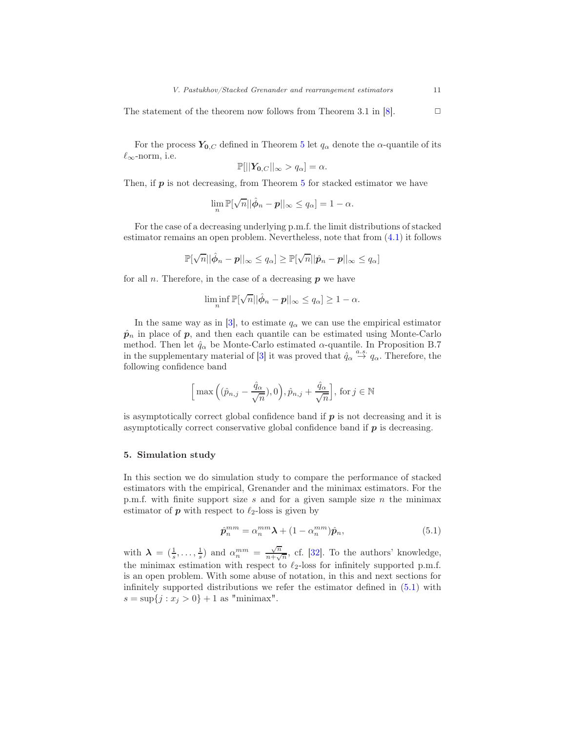The statement of the theorem now follows from Theorem 3.1 in [8]. □

For the process $\boldsymbol{Y}_{\mathbf{0},C}$ defined in Theorem 5 let $q_\alpha$ denote the $\alpha$-quantile of its $\ell_\infty$-norm, i.e.

$$\mathbb{P}[||\boldsymbol{Y}_{\mathbf{0},C}||_\infty > q_\alpha] = \alpha.$$

Then, if $\boldsymbol{p}$ is not decreasing, from Theorem 5 for stacked estimator we have

$$\lim_n \mathbb{P}[\sqrt{n}||\hat{\boldsymbol{\phi}}_n - \boldsymbol{p}||_\infty \leq q_\alpha] = 1 - \alpha.$$

For the case of a decreasing underlying p.m.f. the limit distributions of stacked estimator remains an open problem. Nevertheless, note that from (4.1) it follows

$$\mathbb{P}[\sqrt{n}||\hat{\boldsymbol{\phi}}_n - \boldsymbol{p}||_\infty \leq q_\alpha] \geq \mathbb{P}[\sqrt{n}||\hat{\boldsymbol{p}}_n - \boldsymbol{p}||_\infty \leq q_\alpha]$$

for all $n$. Therefore, in the case of a decreasing $\boldsymbol{p}$ we have

$$\liminf_n \mathbb{P}[\sqrt{n}||\hat{\boldsymbol{\phi}}_n - \boldsymbol{p}||_\infty \leq q_\alpha] \geq 1 - \alpha.$$

In the same way as in [3], to estimate $q_\alpha$ we can use the empirical estimator $\hat{\boldsymbol{p}}_n$ in place of $\boldsymbol{p}$, and then each quantile can be estimated using Monte-Carlo method. Then let $\hat{q}_\alpha$ be Monte-Carlo estimated $\alpha$-quantile. In Proposition B.7 in the supplementary material of [3] it was proved that $\hat{q}_\alpha \stackrel{a.s.}{\to} q_\alpha$. Therefore, the following confidence band

$$\Big[\max\Big((\hat{p}_{n,j} - \frac{\hat{q}_\alpha}{\sqrt{n}}), 0\Big), \hat{p}_{n,j} + \frac{\hat{q}_\alpha}{\sqrt{n}}\Big], \text{ for } j \in \mathbb{N}$$

is asymptotically correct global confidence band if $\boldsymbol{p}$ is not decreasing and it is asymptotically correct conservative global confidence band if $\boldsymbol{p}$ is decreasing.

## 5. Simulation study

In this section we do simulation study to compare the performance of stacked estimators with the empirical, Grenander and the minimax estimators. For the p.m.f. with finite support size $s$ and for a given sample size $n$ the minimax estimator of $\boldsymbol{p}$ with respect to $\ell_2$-loss is given by

$$\hat{\boldsymbol{p}}_n^{mm} = \alpha_n^{mm}\boldsymbol{\lambda} + (1 - \alpha_n^{mm})\hat{\boldsymbol{p}}_n, \tag{5.1}$$

with $\boldsymbol{\lambda} = (\frac{1}{s}, \dots, \frac{1}{s})$ and $\alpha_n^{mm} = \frac{\sqrt{n}}{n + \sqrt{n}}$, cf. [32]. To the authors' knowledge, the minimax estimation with respect to $\ell_2$-loss for infinitely supported p.m.f. is an open problem. With some abuse of notation, in this and next sections for infinitely supported distributions we refer the estimator defined in (5.1) with $s = \sup\{j : x_j > 0\} + 1$ as "minimax".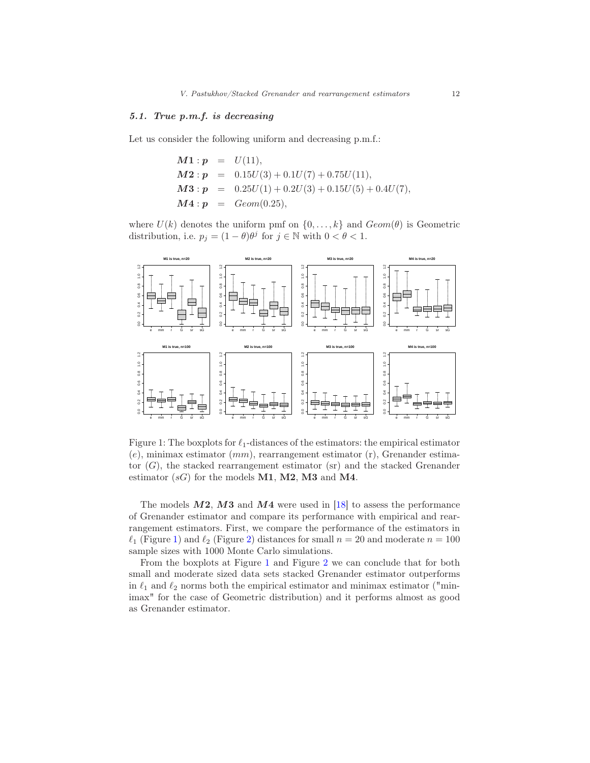### 5.1. True p.m.f. is decreasing

Let us consider the following uniform and decreasing p.m.f.:

$$
\begin{aligned}
\boldsymbol{M1}: \boldsymbol{p} &= U(11), \\
\boldsymbol{M2}: \boldsymbol{p} &= 0.15U(3) + 0.1U(7) + 0.75U(11), \\
\boldsymbol{M3}: \boldsymbol{p} &= 0.25U(1) + 0.2U(3) + 0.15U(5) + 0.4U(7), \\
\boldsymbol{M4}: \boldsymbol{p} &= Geom(0.25),
\end{aligned}
$$

where $U(k)$ denotes the uniform pmf on $\{0, \dots, k\}$ and $Geom(\theta)$ is Geometric distribution, i.e. $p_j = (1-\theta)\theta^j$ for $j \in \mathbb{N}$ with $0 < \theta < 1$.

Figure 1: The boxplots for $\ell_1$-distances of the estimators: the empirical estimator ($e$), minimax estimator ($mm$), rearrangement estimator (r), Grenander estimator ($G$), the stacked rearrangement estimator (sr) and the stacked Grenander estimator ($sG$) for the models **M1**, **M2**, **M3** and **M4**.

The models $\boldsymbol{M2}$, $\boldsymbol{M3}$ and $\boldsymbol{M4}$ were used in [18] to assess the performance of Grenander estimator and compare its performance with empirical and rearrangement estimators. First, we compare the performance of the estimators in $\ell_1$ (Figure 1) and $\ell_2$ (Figure 2) distances for small $n = 20$ and moderate $n = 100$ sample sizes with 1000 Monte Carlo simulations.

From the boxplots at Figure 1 and Figure 2 we can conclude that for both small and moderate sized data sets stacked Grenander estimator outperforms in $\ell_1$ and $\ell_2$ norms both the empirical estimator and minimax estimator ("minimax" for the case of Geometric distribution) and it performs almost as good as Grenander estimator.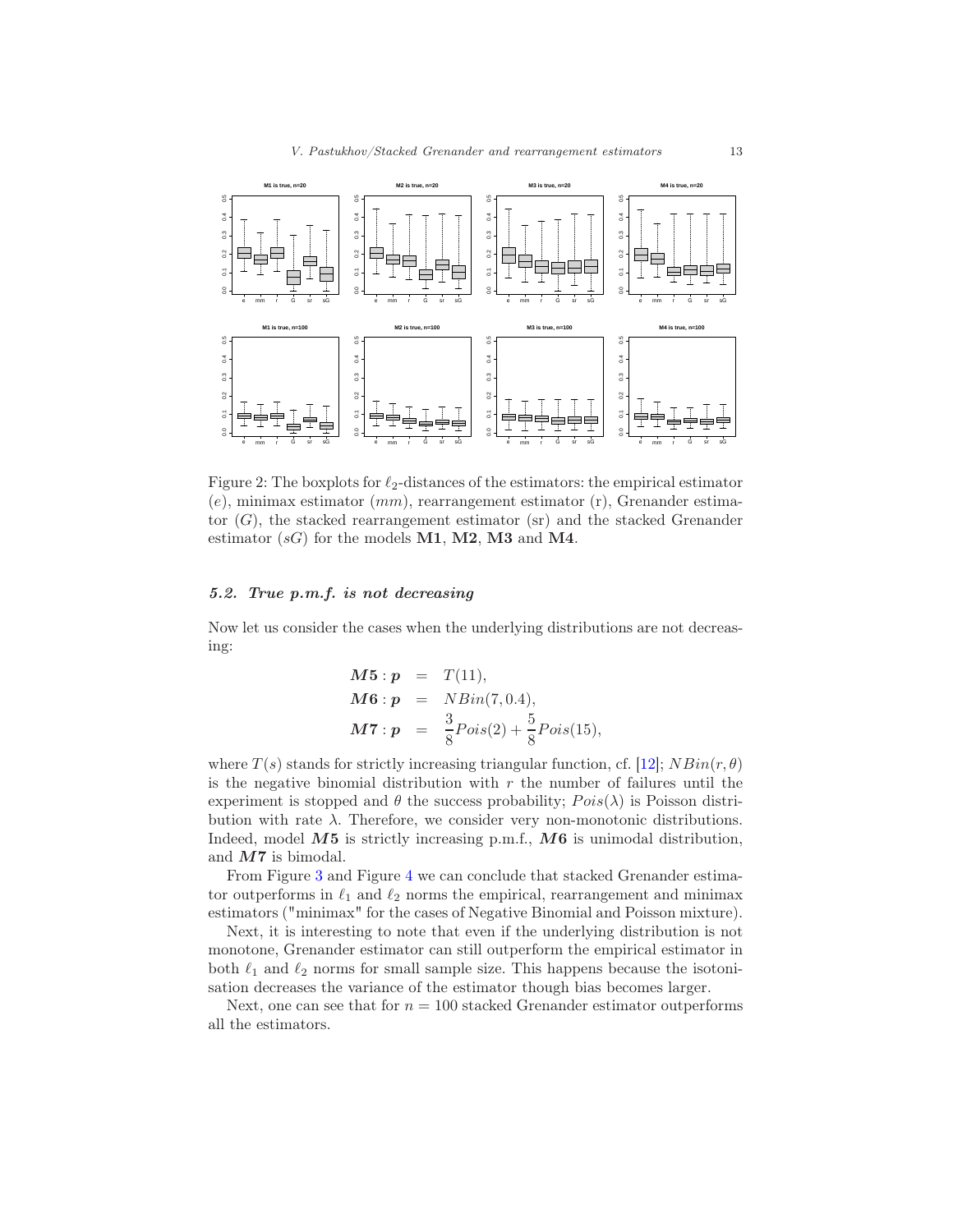M1 is true, n=20

M2 is true, n=20

M3 is true, n=20

M4 is true, n=20

M1 is true, n=100

M2 is true, n=100

M3 is true, n=100

M4 is true, n=100

e mm r G sr sG

Figure 2: The boxplots for $\ell_2$-distances of the estimators: the empirical estimator ($e$), minimax estimator ($mm$), rearrangement estimator (r), Grenander estimator ($G$), the stacked rearrangement estimator (sr) and the stacked Grenander estimator ($sG$) for the models **M1**, **M2**, **M3** and **M4**.

### *5.2. True p.m.f. is not decreasing*

Now let us consider the cases when the underlying distributions are not decreasing:

$$
\begin{aligned}
\boldsymbol{M5}: \boldsymbol{p} &= T(11), \\
\boldsymbol{M6}: \boldsymbol{p} &= NBin(7, 0.4), \\
\boldsymbol{M7}: \boldsymbol{p} &= \frac{3}{8}Pois(2) + \frac{5}{8}Pois(15),
\end{aligned}
$$

where $T(s)$ stands for strictly increasing triangular function, cf. [12]; $NBin(r, \theta)$ is the negative binomial distribution with $r$ the number of failures until the experiment is stopped and $\theta$ the success probability; $Pois(\lambda)$ is Poisson distribution with rate $\lambda$. Therefore, we consider very non-monotonic distributions. Indeed, model $\boldsymbol{M5}$ is strictly increasing p.m.f., $\boldsymbol{M6}$ is unimodal distribution, and $\boldsymbol{M7}$ is bimodal.

From Figure 3 and Figure 4 we can conclude that stacked Grenander estimator outperforms in $\ell_1$ and $\ell_2$ norms the empirical, rearrangement and minimax estimators ("minimax" for the cases of Negative Binomial and Poisson mixture).

Next, it is interesting to note that even if the underlying distribution is not monotone, Grenander estimator can still outperform the empirical estimator in both $\ell_1$ and $\ell_2$ norms for small sample size. This happens because the isotonisation decreases the variance of the estimator though bias becomes larger.

Next, one can see that for $n = 100$ stacked Grenander estimator outperforms all the estimators.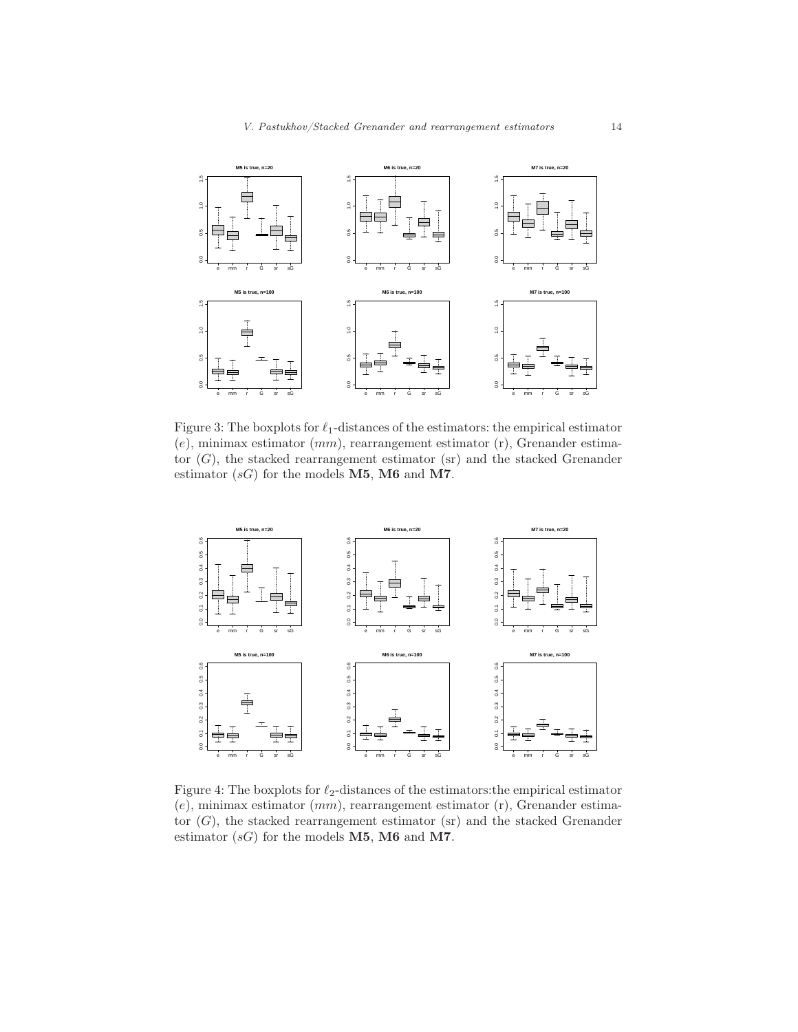M5 is true, n=20

1.5
1.0
0.5
0.0

e mm r G sr sG

M6 is true, n=20

1.5
1.0
0.5
0.0

e mm r G sr sG

M7 is true, n=20

1.5
1.0
0.5
0.0

e mm r G sr sG

M5 is true, n=100

1.5
1.0
0.5
0.0

e mm r G sr sG

M6 is true, n=100

1.5
1.0
0.5
0.0

e mm r G sr sG

M7 is true, n=100

1.5
1.0
0.5
0.0

e mm r G sr sG

Figure 3: The boxplots for $\ell_1$-distances of the estimators: the empirical estimator ($e$), minimax estimator ($mm$), rearrangement estimator (r), Grenander estimator ($G$), the stacked rearrangement estimator (sr) and the stacked Grenander estimator ($sG$) for the models **M5**, **M6** and **M7**.

M5 is true, n=20

0.6
0.5
0.4
0.3
0.2
0.1
0.0

e mm r G sr sG

M6 is true, n=20

0.6
0.5
0.4
0.3
0.2
0.1
0.0

e mm r G sr sG

M7 is true, n=20

0.6
0.5
0.4
0.3
0.2
0.1
0.0

e mm r G sr sG

M5 is true, n=100

0.6
0.5
0.4
0.3
0.2
0.1
0.0

e mm r G sr sG

M6 is true, n=100

0.6
0.5
0.4
0.3
0.2
0.1
0.0

e mm r G sr sG

M7 is true, n=100

0.6
0.5
0.4
0.3
0.2
0.1
0.0

e mm r G sr sG

Figure 4: The boxplots for $\ell_2$-distances of the estimators:the empirical estimator ($e$), minimax estimator ($mm$), rearrangement estimator (r), Grenander estimator ($G$), the stacked rearrangement estimator (sr) and the stacked Grenander estimator ($sG$) for the models **M5**, **M6** and **M7**.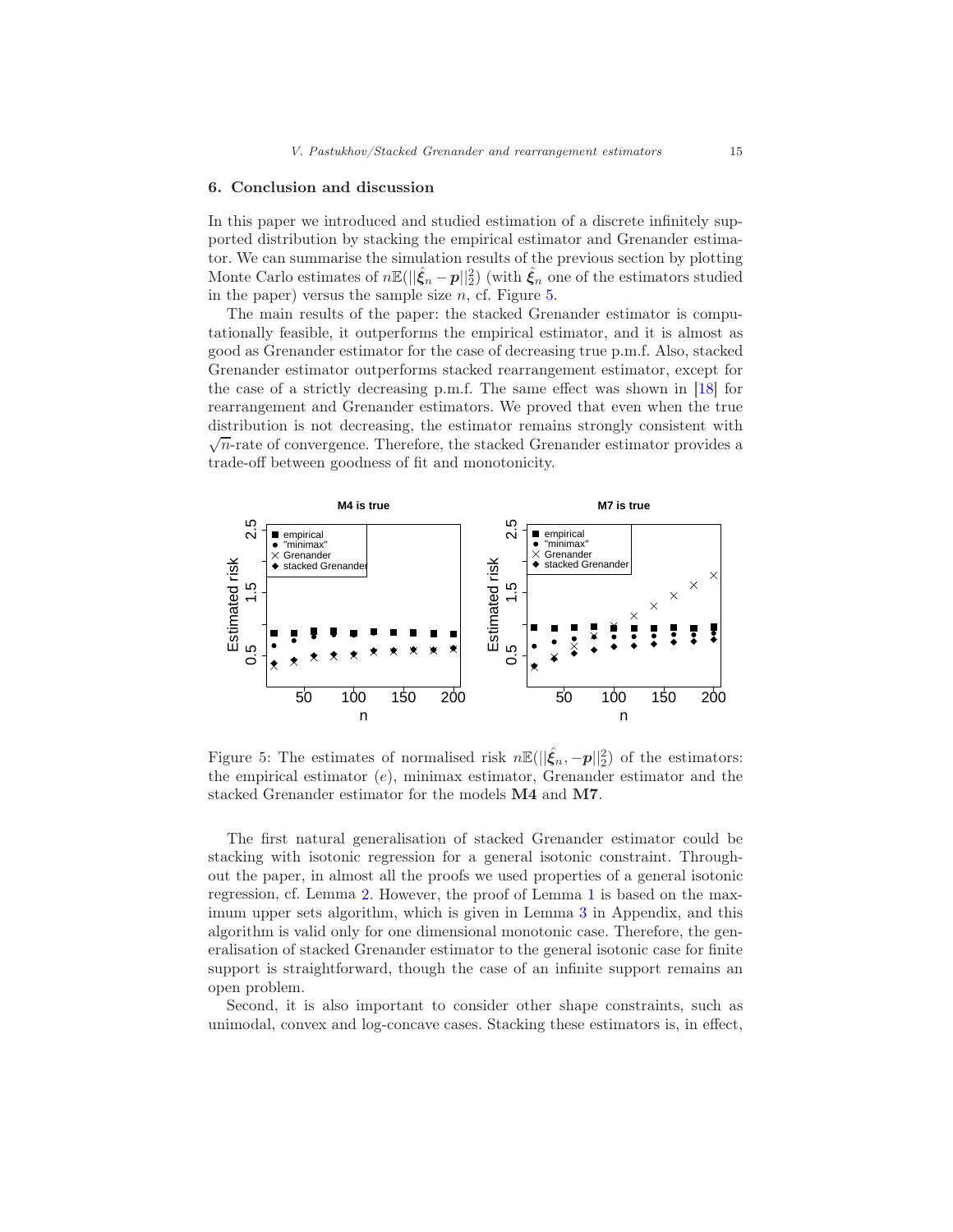## 6. Conclusion and discussion

In this paper we introduced and studied estimation of a discrete infinitely supported distribution by stacking the empirical estimator and Grenander estimator. We can summarise the simulation results of the previous section by plotting Monte Carlo estimates of $n\mathbb{E}(||\hat{\boldsymbol{\xi}}_n - \boldsymbol{p}||_2^2)$ (with $\hat{\boldsymbol{\xi}}_n$ one of the estimators studied in the paper) versus the sample size $n$, cf. Figure 5.

The main results of the paper: the stacked Grenander estimator is computationally feasible, it outperforms the empirical estimator, and it is almost as good as Grenander estimator for the case of decreasing true p.m.f. Also, stacked Grenander estimator outperforms stacked rearrangement estimator, except for the case of a strictly decreasing p.m.f. The same effect was shown in [18] for rearrangement and Grenander estimators. We proved that even when the true distribution is not decreasing, the estimator remains strongly consistent with $\sqrt{n}$-rate of convergence. Therefore, the stacked Grenander estimator provides a trade-off between goodness of fit and monotonicity.

M4 is true

Estimated risk

0.5 1.5 2.5

empirical
"minimax"
Grenander
stacked Grenander

50 100 150 200

n

M7 is true

Estimated risk

0.5 1.5 2.5

empirical
"minimax"
Grenander
stacked Grenander

50 100 150 200

n

Figure 5: The estimates of normalised risk $n\mathbb{E}(||\hat{\boldsymbol{\xi}}_n, -\boldsymbol{p}||_2^2)$ of the estimators: the empirical estimator $(e)$, minimax estimator, Grenander estimator and the stacked Grenander estimator for the models **M4** and **M7**.

The first natural generalisation of stacked Grenander estimator could be stacking with isotonic regression for a general isotonic constraint. Throughout the paper, in almost all the proofs we used properties of a general isotonic regression, cf. Lemma 2. However, the proof of Lemma 1 is based on the maximum upper sets algorithm, which is given in Lemma 3 in Appendix, and this algorithm is valid only for one dimensional monotonic case. Therefore, the generalisation of stacked Grenander estimator to the general isotonic case for finite support is straightforward, though the case of an infinite support remains an open problem.

Second, it is also important to consider other shape constraints, such as unimodal, convex and log-concave cases. Stacking these estimators is, in effect,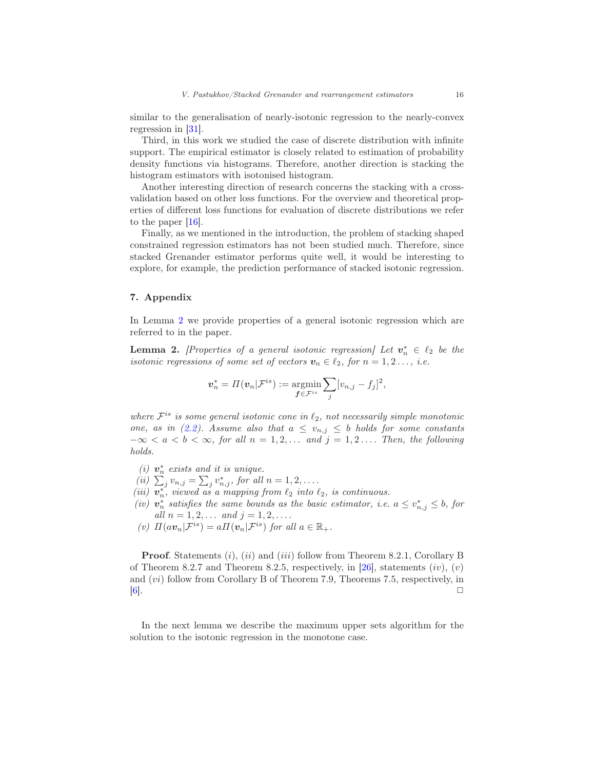similar to the generalisation of nearly-isotonic regression to the nearly-convex regression in [31].

Third, in this work we studied the case of discrete distribution with infinite support. The empirical estimator is closely related to estimation of probability density functions via histograms. Therefore, another direction is stacking the histogram estimators with isotonised histogram.

Another interesting direction of research concerns the stacking with a cross-validation based on other loss functions. For the overview and theoretical properties of different loss functions for evaluation of discrete distributions we refer to the paper [16].

Finally, as we mentioned in the introduction, the problem of stacking shaped constrained regression estimators has not been studied much. Therefore, since stacked Grenander estimator performs quite well, it would be interesting to explore, for example, the prediction performance of stacked isotonic regression.

## 7. Appendix

In Lemma 2 we provide properties of a general isotonic regression which are referred to in the paper.

**Lemma 2.** *[Properties of a general isotonic regression] Let $\boldsymbol{v}_n^* \in \ell_2$ be the isotonic regressions of some set of vectors $\boldsymbol{v}_n \in \ell_2$, for $n = 1, 2 \dots$, i.e.*

$$\boldsymbol{v}_n^* = \varPi(\boldsymbol{v}_n|\mathcal{F}^{is}) := \underset{\boldsymbol{f} \in \mathcal{F}^{is}}{\operatorname{argmin}} \sum_j [v_{n,j} - f_j]^2,$$

*where $\mathcal{F}^{is}$ is some general isotonic cone in $\ell_2$, not necessarily simple monotonic one, as in (2.2). Assume also that $a \leq v_{n,j} \leq b$ holds for some constants $-\infty < a < b < \infty$, for all $n = 1, 2, \dots$ and $j = 1, 2 \dots$. Then, the following holds.*

- *(i) $\boldsymbol{v}_n^*$ exists and it is unique.*
- *(ii) $\sum_j v_{n,j} = \sum_j v_{n,j}^*$, for all $n = 1, 2, \dots$.*
- *(iii) $\boldsymbol{v}_n^*$, viewed as a mapping from $\ell_2$ into $\ell_2$, is continuous.*
- *(iv) $\boldsymbol{v}_n^*$ satisfies the same bounds as the basic estimator, i.e. $a \leq v_{n,j}^* \leq b$, for all $n = 1, 2, \dots$ and $j = 1, 2, \dots$.*
- *(v) $\varPi(a\boldsymbol{v}_n|\mathcal{F}^{is}) = a\varPi(\boldsymbol{v}_n|\mathcal{F}^{is})$ for all $a \in \mathbb{R}_+$.*

**Proof**. Statements $(i)$, $(ii)$ and $(iii)$ follow from Theorem 8.2.1, Corollary B of Theorem 8.2.7 and Theorem 8.2.5, respectively, in [26], statements $(iv)$, $(v)$ and $(vi)$ follow from Corollary B of Theorem 7.9, Theorems 7.5, respectively, in [6]. □

In the next lemma we describe the maximum upper sets algorithm for the solution to the isotonic regression in the monotone case.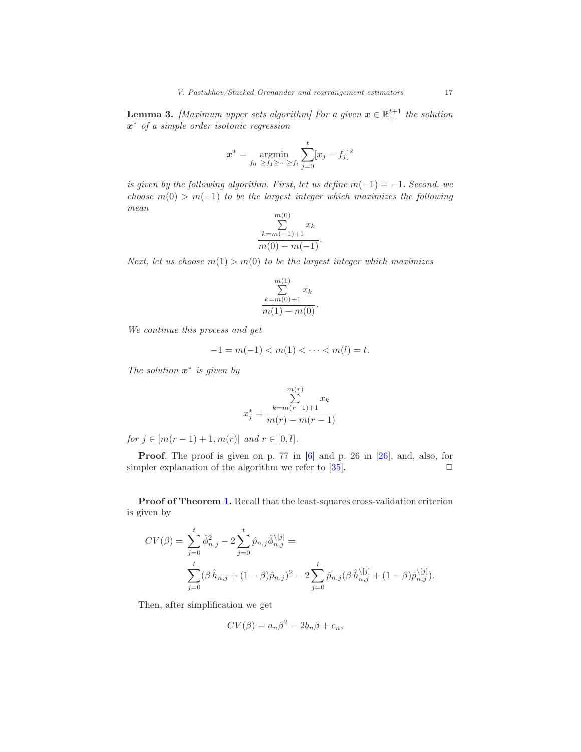**Lemma 3.** *[Maximum upper sets algorithm] For a given $\boldsymbol{x} \in \mathbb{R}_+^{t+1}$ the solution $\boldsymbol{x}^*$ of a simple order isotonic regression*

$$\boldsymbol{x}^* = \underset{f_0 \geq f_1 \geq \cdots \geq f_t}{\operatorname{argmin}} \sum_{j=0}^{t} [x_j - f_j]^2$$

*is given by the following algorithm. First, let us define $m(-1) = -1$. Second, we choose $m(0) > m(-1)$ to be the largest integer which maximizes the following mean*

$$\frac{\sum_{k=m(-1)+1}^{m(0)} x_k}{m(0) - m(-1)}.$$

*Next, let us choose $m(1) > m(0)$ to be the largest integer which maximizes*

$$\frac{\sum_{k=m(0)+1}^{m(1)} x_k}{m(1) - m(0)}.$$

*We continue this process and get*

$$-1 = m(-1) < m(1) < \cdots < m(l) = t.$$

*The solution $\boldsymbol{x}^*$ is given by*

$$x_j^* = \frac{\sum_{k=m(r-1)+1}^{m(r)} x_k}{m(r) - m(r-1)}$$

*for $j \in [m(r-1)+1, m(r)]$ and $r \in [0, l]$.*

**Proof**. The proof is given on p. 77 in [6] and p. 26 in [26], and, also, for simpler explanation of the algorithm we refer to [35]. $\square$

**Proof of Theorem 1.** Recall that the least-squares cross-validation criterion is given by

$$CV(\beta) = \sum_{j=0}^{t} \hat{\phi}_{n,j}^2 - 2 \sum_{j=0}^{t} \hat{p}_{n,j} \hat{\phi}_{n,j}^{\setminus [j]} = \sum_{j=0}^{t} (\beta \hat{h}_{n,j} + (1-\beta) \hat{p}_{n,j})^2 - 2 \sum_{j=0}^{t} \hat{p}_{n,j} (\beta \hat{h}_{n,j}^{\setminus [j]} + (1-\beta) \hat{p}_{n,j}^{\setminus [j]}).$$

Then, after simplification we get

$$CV(\beta) = a_n \beta^2 - 2 b_n \beta + c_n,$$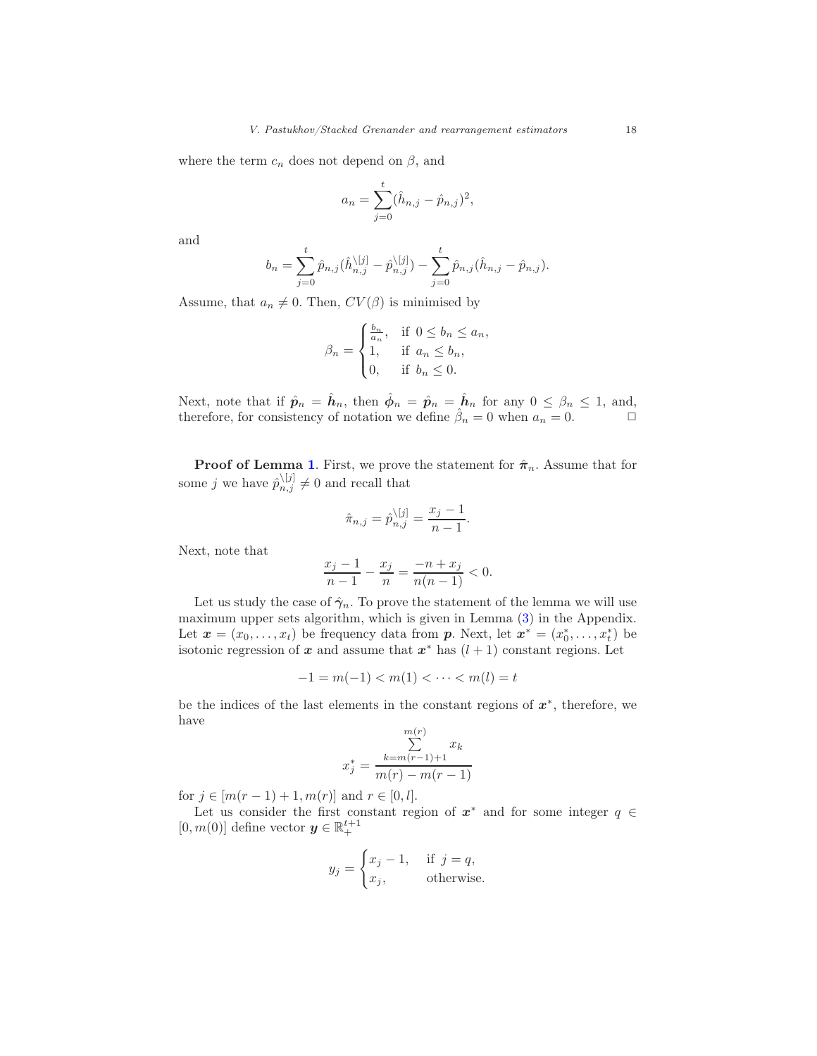where the term $c_n$ does not depend on $\beta$, and

$$a_n = \sum_{j=0}^{t} (\hat{h}_{n,j} - \hat{p}_{n,j})^2,$$

and

$$b_n = \sum_{j=0}^{t} \hat{p}_{n,j}(\hat{h}_{n,j}^{\setminus[j]} - \hat{p}_{n,j}^{\setminus[j]}) - \sum_{j=0}^{t} \hat{p}_{n,j}(\hat{h}_{n,j} - \hat{p}_{n,j}).$$

Assume, that $a_n \neq 0$. Then, $CV(\beta)$ is minimised by

$$\beta_n = \begin{cases} \frac{b_n}{a_n}, & \text{if } 0 \le b_n \le a_n, \\ 1, & \text{if } a_n \le b_n, \\ 0, & \text{if } b_n \le 0. \end{cases}$$

Next, note that if $\hat{\boldsymbol{p}}_n = \hat{\boldsymbol{h}}_n$, then $\hat{\boldsymbol{\phi}}_n = \hat{\boldsymbol{p}}_n = \hat{\boldsymbol{h}}_n$ for any $0 \le \beta_n \le 1$, and, therefore, for consistency of notation we define $\hat{\beta}_n = 0$ when $a_n = 0$. □

**Proof of Lemma 1**. First, we prove the statement for $\hat{\boldsymbol{\pi}}_n$. Assume that for some $j$ we have $\hat{p}_{n,j}^{\setminus[j]} \neq 0$ and recall that

$$\hat{\pi}_{n,j} = \hat{p}_{n,j}^{\setminus[j]} = \frac{x_j - 1}{n - 1}.$$

Next, note that

$$\frac{x_j - 1}{n - 1} - \frac{x_j}{n} = \frac{-n + x_j}{n(n-1)} < 0.$$

Let us study the case of $\hat{\boldsymbol{\gamma}}_n$. To prove the statement of the lemma we will use maximum upper sets algorithm, which is given in Lemma (3) in the Appendix. Let $\boldsymbol{x} = (x_0, \ldots, x_t)$ be frequency data from $\boldsymbol{p}$. Next, let $\boldsymbol{x}^* = (x_0^*, \ldots, x_t^*)$ be isotonic regression of $\boldsymbol{x}$ and assume that $\boldsymbol{x}^*$ has $(l+1)$ constant regions. Let

$$-1 = m(-1) < m(1) < \cdots < m(l) = t$$

be the indices of the last elements in the constant regions of $\boldsymbol{x}^*$, therefore, we have

$$x_j^* = \frac{\sum\limits_{k=m(r-1)+1}^{m(r)} x_k}{m(r) - m(r-1)}$$

for $j \in [m(r-1)+1, m(r)]$ and $r \in [0, l]$.

Let us consider the first constant region of $\boldsymbol{x}^*$ and for some integer $q \in [0, m(0)]$ define vector $\boldsymbol{y} \in \mathbb{R}_+^{t+1}$

$$y_j = \begin{cases} x_j - 1, & \text{if } j = q, \\ x_j, & \text{otherwise.} \end{cases}$$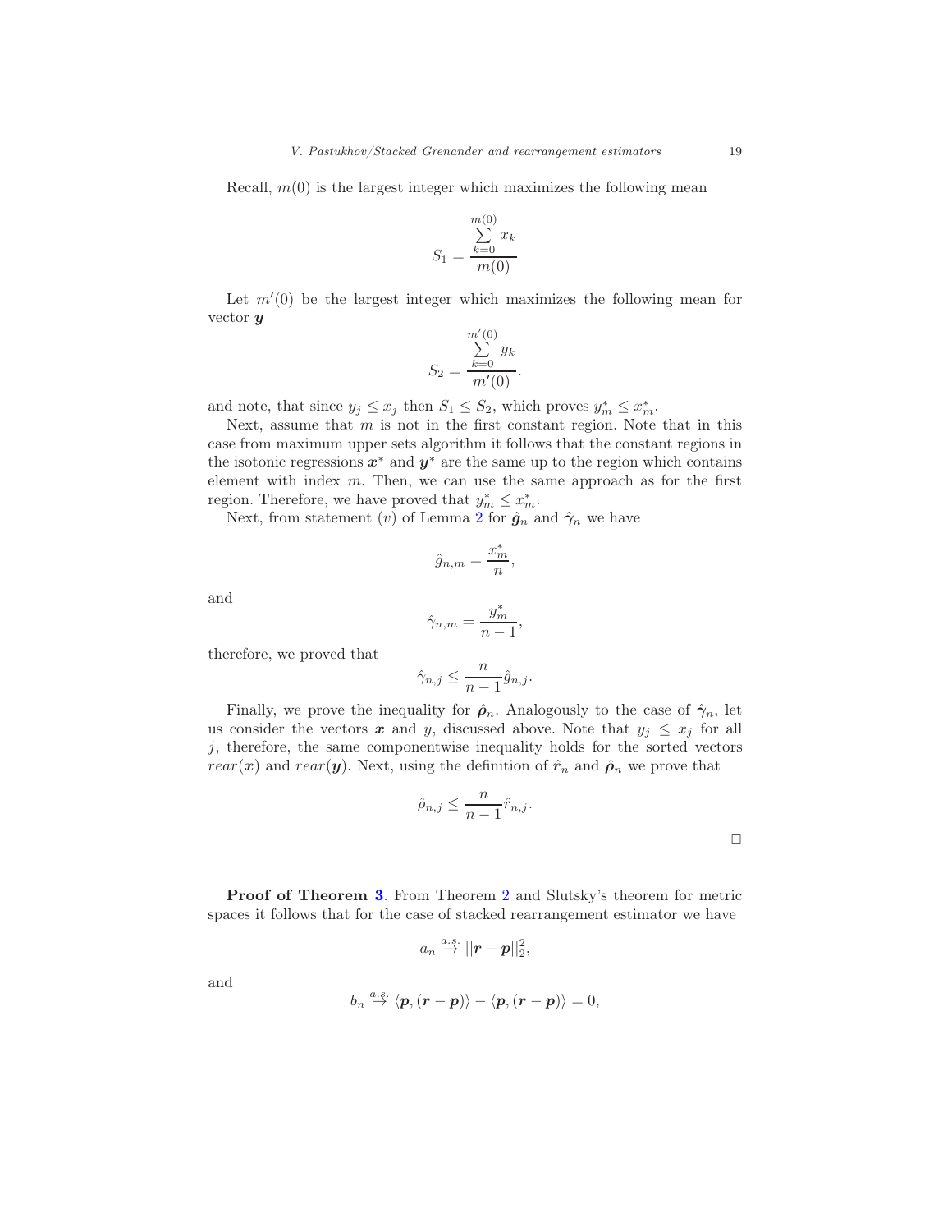Recall, $m(0)$ is the largest integer which maximizes the following mean

$$S_1 = \frac{\sum_{k=0}^{m(0)} x_k}{m(0)}$$

Let $m'(0)$ be the largest integer which maximizes the following mean for vector $\boldsymbol{y}$

$$S_2 = \frac{\sum_{k=0}^{m'(0)} y_k}{m'(0)}.$$

and note, that since $y_j \le x_j$ then $S_1 \le S_2$, which proves $y_m^* \le x_m^*$.

Next, assume that $m$ is not in the first constant region. Note that in this case from maximum upper sets algorithm it follows that the constant regions in the isotonic regressions $\boldsymbol{x}^*$ and $\boldsymbol{y}^*$ are the same up to the region which contains element with index $m$. Then, we can use the same approach as for the first region. Therefore, we have proved that $y_m^* \le x_m^*$.

Next, from statement $(v)$ of Lemma 2 for $\hat{\boldsymbol{g}}_n$ and $\hat{\boldsymbol{\gamma}}_n$ we have

$$\hat{g}_{n,m} = \frac{x_m^*}{n},$$

and

$$\hat{\gamma}_{n,m} = \frac{y_m^*}{n-1},$$

therefore, we proved that

$$\hat{\gamma}_{n,j} \le \frac{n}{n-1}\hat{g}_{n,j}.$$

Finally, we prove the inequality for $\hat{\boldsymbol{\rho}}_n$. Analogously to the case of $\hat{\boldsymbol{\gamma}}_n$, let us consider the vectors $\boldsymbol{x}$ and $y$, discussed above. Note that $y_j \le x_j$ for all $j$, therefore, the same componentwise inequality holds for the sorted vectors $rear(\boldsymbol{x})$ and $rear(\boldsymbol{y})$. Next, using the definition of $\hat{\boldsymbol{r}}_n$ and $\hat{\boldsymbol{\rho}}_n$ we prove that

$$\hat{\rho}_{n,j} \le \frac{n}{n-1}\hat{r}_{n,j}.$$

□

**Proof of Theorem 3**. From Theorem 2 and Slutsky's theorem for metric spaces it follows that for the case of stacked rearrangement estimator we have

$$a_n \stackrel{a.s.}{\to} ||\boldsymbol{r} - \boldsymbol{p}||_2^2,$$

and

$$b_n \stackrel{a.s.}{\to} \langle \boldsymbol{p}, (\boldsymbol{r} - \boldsymbol{p}) \rangle - \langle \boldsymbol{p}, (\boldsymbol{r} - \boldsymbol{p}) \rangle = 0,$$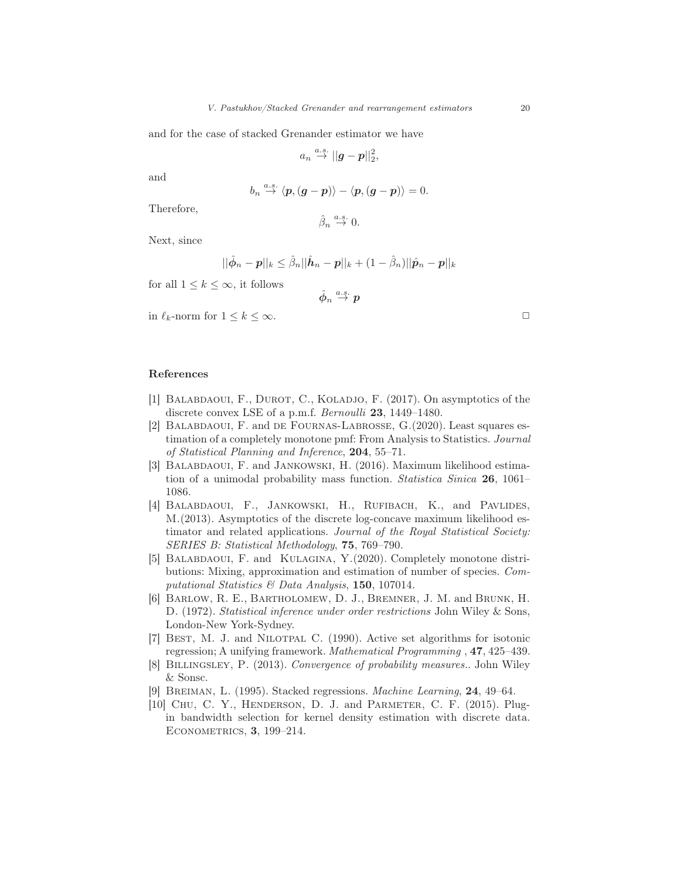and for the case of stacked Grenander estimator we have

$$a_n \stackrel{a.s.}{\to} ||\boldsymbol{g} - \boldsymbol{p}||_2^2,$$

and

$$b_n \stackrel{a.s.}{\to} \langle \boldsymbol{p}, (\boldsymbol{g} - \boldsymbol{p}) \rangle - \langle \boldsymbol{p}, (\boldsymbol{g} - \boldsymbol{p}) \rangle = 0.$$

Therefore,

$$\hat{\beta}_n \stackrel{a.s.}{\to} 0.$$

Next, since

$$||\hat{\boldsymbol{\phi}}_n - \boldsymbol{p}||_k \leq \hat{\beta}_n ||\hat{\boldsymbol{h}}_n - \boldsymbol{p}||_k + (1 - \hat{\beta}_n)||\hat{\boldsymbol{p}}_n - \boldsymbol{p}||_k$$

for all $1 \leq k \leq \infty$, it follows

$$\hat{\boldsymbol{\phi}}_n \stackrel{a.s.}{\to} \boldsymbol{p}$$

in $\ell_k$-norm for $1 \leq k \leq \infty$. □

## References

[1] Balabdaoui, F., Durot, C., Koladjo, F. (2017). On asymptotics of the discrete convex LSE of a p.m.f. *Bernoulli* **23**, 1449–1480.

[2] Balabdaoui, F. and de Fournas-Labrosse, G.(2020). Least squares estimation of a completely monotone pmf: From Analysis to Statistics. *Journal of Statistical Planning and Inference*, **204**, 55–71.

[3] Balabdaoui, F. and Jankowski, H. (2016). Maximum likelihood estimation of a unimodal probability mass function. *Statistica Sinica* **26**, 1061–1086.

[4] Balabdaoui, F., Jankowski, H., Rufibach, K., and Pavlides, M.(2013). Asymptotics of the discrete log-concave maximum likelihood estimator and related applications. *Journal of the Royal Statistical Society: SERIES B: Statistical Methodology*, **75**, 769–790.

[5] Balabdaoui, F. and Kulagina, Y.(2020). Completely monotone distributions: Mixing, approximation and estimation of number of species. *Computational Statistics & Data Analysis*, **150**, 107014.

[6] Barlow, R. E., Bartholomew, D. J., Bremner, J. M. and Brunk, H. D. (1972). *Statistical inference under order restrictions* John Wiley & Sons, London-New York-Sydney.

[7] Best, M. J. and Nilotpal C. (1990). Active set algorithms for isotonic regression; A unifying framework. *Mathematical Programming* , **47**, 425–439.

[8] Billingsley, P. (2013). *Convergence of probability measures.*. John Wiley & Sonsc.

[9] Breiman, L. (1995). Stacked regressions. *Machine Learning*, **24**, 49–64.

[10] Chu, C. Y., Henderson, D. J. and Parmeter, C. F. (2015). Plug-in bandwidth selection for kernel density estimation with discrete data. Econometrics, **3**, 199–214.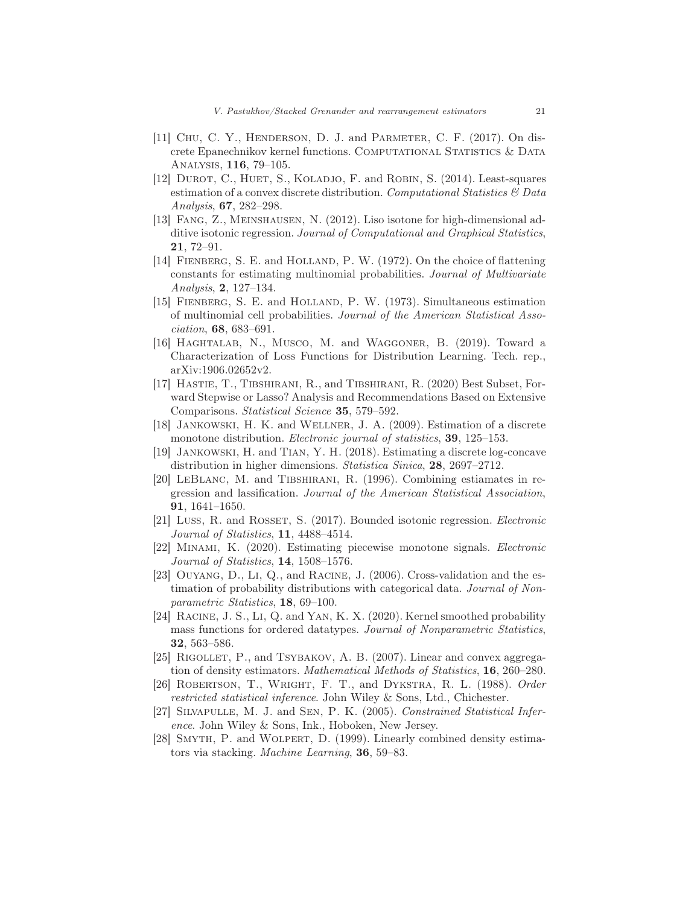[11] Chu, C. Y., Henderson, D. J. and Parmeter, C. F. (2017). On discrete Epanechnikov kernel functions. Computational Statistics & Data Analysis, **116**, 79–105.

[12] Durot, C., Huet, S., Koladjo, F. and Robin, S. (2014). Least-squares estimation of a convex discrete distribution. *Computational Statistics & Data Analysis*, **67**, 282–298.

[13] Fang, Z., Meinshausen, N. (2012). Liso isotone for high-dimensional additive isotonic regression. *Journal of Computational and Graphical Statistics*, **21**, 72–91.

[14] Fienberg, S. E. and Holland, P. W. (1972). On the choice of flattening constants for estimating multinomial probabilities. *Journal of Multivariate Analysis*, **2**, 127–134.

[15] Fienberg, S. E. and Holland, P. W. (1973). Simultaneous estimation of multinomial cell probabilities. *Journal of the American Statistical Association*, **68**, 683–691.

[16] Haghtalab, N., Musco, M. and Waggoner, B. (2019). Toward a Characterization of Loss Functions for Distribution Learning. Tech. rep., arXiv:1906.02652v2.

[17] Hastie, T., Tibshirani, R., and Tibshirani, R. (2020) Best Subset, Forward Stepwise or Lasso? Analysis and Recommendations Based on Extensive Comparisons. *Statistical Science* **35**, 579–592.

[18] Jankowski, H. K. and Wellner, J. A. (2009). Estimation of a discrete monotone distribution. *Electronic journal of statistics*, **39**, 125–153.

[19] Jankowski, H. and Tian, Y. H. (2018). Estimating a discrete log-concave distribution in higher dimensions. *Statistica Sinica*, **28**, 2697–2712.

[20] LeBlanc, M. and Tibshirani, R. (1996). Combining estiamates in regression and lassification. *Journal of the American Statistical Association*, **91**, 1641–1650.

[21] Luss, R. and Rosset, S. (2017). Bounded isotonic regression. *Electronic Journal of Statistics*, **11**, 4488–4514.

[22] Minami, K. (2020). Estimating piecewise monotone signals. *Electronic Journal of Statistics*, **14**, 1508–1576.

[23] Ouyang, D., Li, Q., and Racine, J. (2006). Cross-validation and the estimation of probability distributions with categorical data. *Journal of Nonparametric Statistics*, **18**, 69–100.

[24] Racine, J. S., Li, Q. and Yan, K. X. (2020). Kernel smoothed probability mass functions for ordered datatypes. *Journal of Nonparametric Statistics*, **32**, 563–586.

[25] Rigollet, P., and Tsybakov, A. B. (2007). Linear and convex aggregation of density estimators. *Mathematical Methods of Statistics*, **16**, 260–280.

[26] Robertson, T., Wright, F. T., and Dykstra, R. L. (1988). *Order restricted statistical inference*. John Wiley & Sons, Ltd., Chichester.

[27] Silvapulle, M. J. and Sen, P. K. (2005). *Constrained Statistical Inference*. John Wiley & Sons, Ink., Hoboken, New Jersey.

[28] Smyth, P. and Wolpert, D. (1999). Linearly combined density estimators via stacking. *Machine Learning*, **36**, 59–83.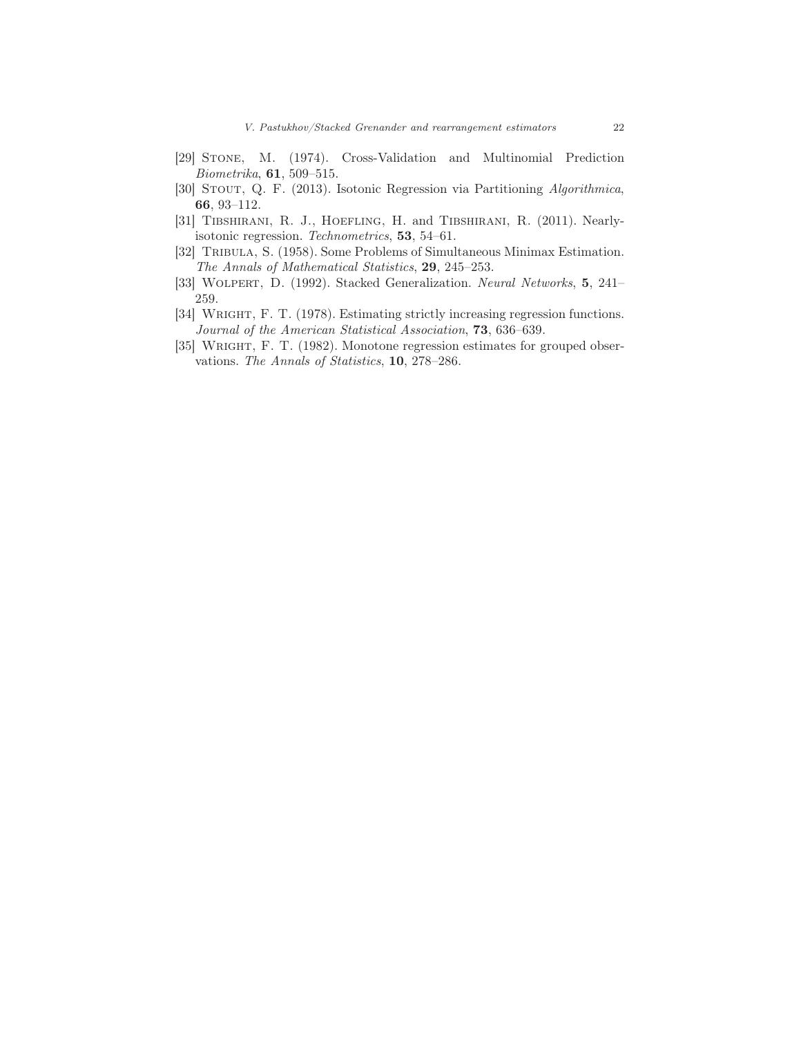[29] Stone, M. (1974). Cross-Validation and Multinomial Prediction *Biometrika*, **61**, 509–515.

[30] Stout, Q. F. (2013). Isotonic Regression via Partitioning *Algorithmica*, **66**, 93–112.

[31] Tibshirani, R. J., Hoefling, H. and Tibshirani, R. (2011). Nearly-isotonic regression. *Technometrics*, **53**, 54–61.

[32] Tribula, S. (1958). Some Problems of Simultaneous Minimax Estimation. *The Annals of Mathematical Statistics*, **29**, 245–253.

[33] Wolpert, D. (1992). Stacked Generalization. *Neural Networks*, **5**, 241–259.

[34] Wright, F. T. (1978). Estimating strictly increasing regression functions. *Journal of the American Statistical Association*, **73**, 636–639.

[35] Wright, F. T. (1982). Monotone regression estimates for grouped observations. *The Annals of Statistics*, **10**, 278–286.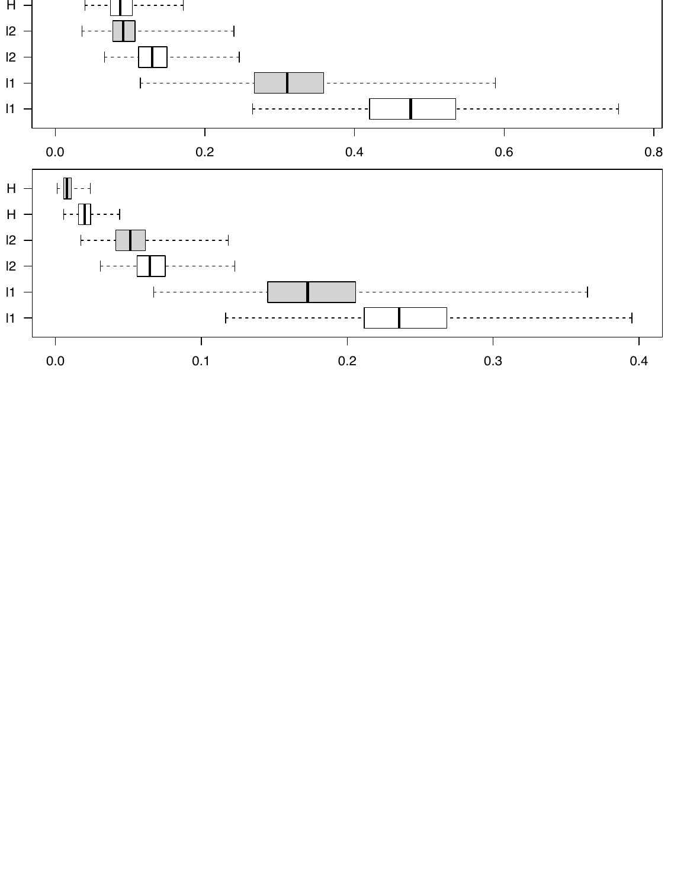H

I2

I2

I1

I1

0.0 0.2 0.4 0.6 0.8

H

H

I2

I2

I1

I1

0.0 0.1 0.2 0.3 0.4